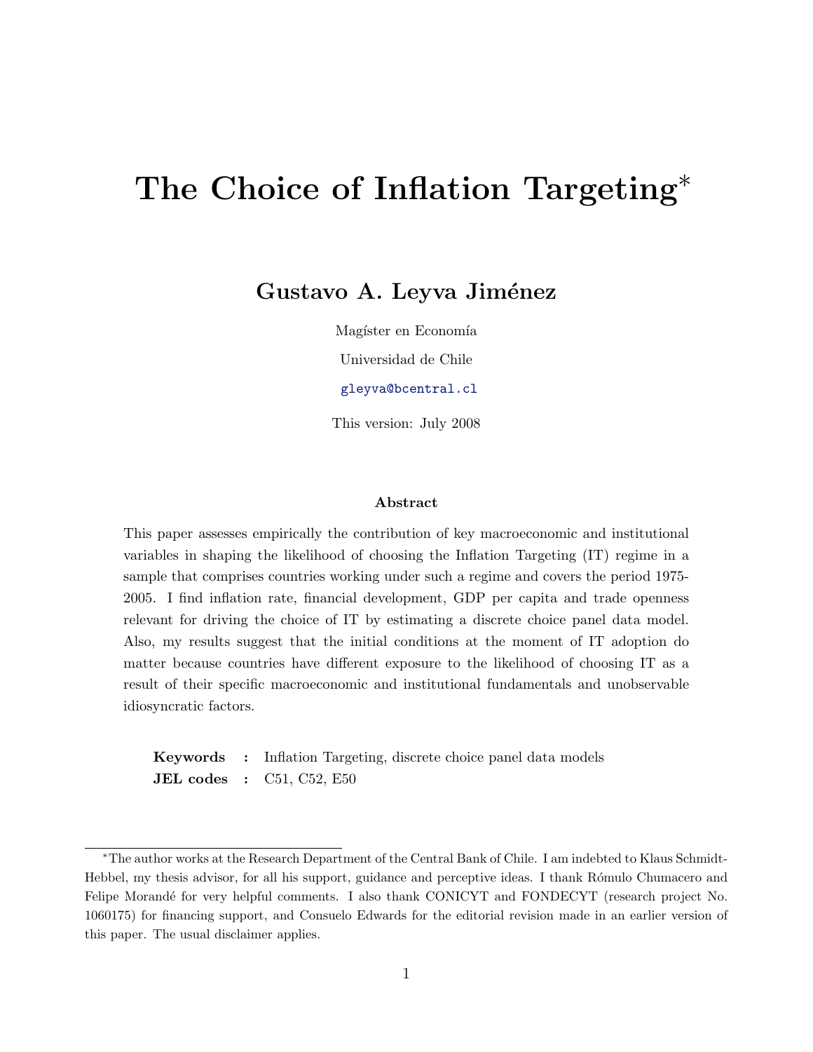# The Choice of Inflation Targeting*

## Gustavo A. Leyva Jiménez

Magíster en Economía

Universidad de Chile

gleyva@bcentral.cl

This version: July 2008

### Abstract

This paper assesses empirically the contribution of key macroeconomic and institutional variables in shaping the likelihood of choosing the Inflation Targeting (IT) regime in a sample that comprises countries working under such a regime and covers the period 1975-2005. I find inflation rate, financial development, GDP per capita and trade openness relevant for driving the choice of IT by estimating a discrete choice panel data model. Also, my results suggest that the initial conditions at the moment of IT adoption do matter because countries have different exposure to the likelihood of choosing IT as a result of their specific macroeconomic and institutional fundamentals and unobservable idiosyncratic factors.

**Keywords** : Inflation Targeting, discrete choice panel data models
**JEL codes** : C51, C52, E50

---

*The author works at the Research Department of the Central Bank of Chile. I am indebted to Klaus Schmidt-Hebbel, my thesis advisor, for all his support, guidance and perceptive ideas. I thank Rómulo Chumacero and Felipe Morandé for very helpful comments. I also thank CONICYT and FONDECYT (research project No. 1060175) for financing support, and Consuelo Edwards for the editorial revision made in an earlier version of this paper. The usual disclaimer applies.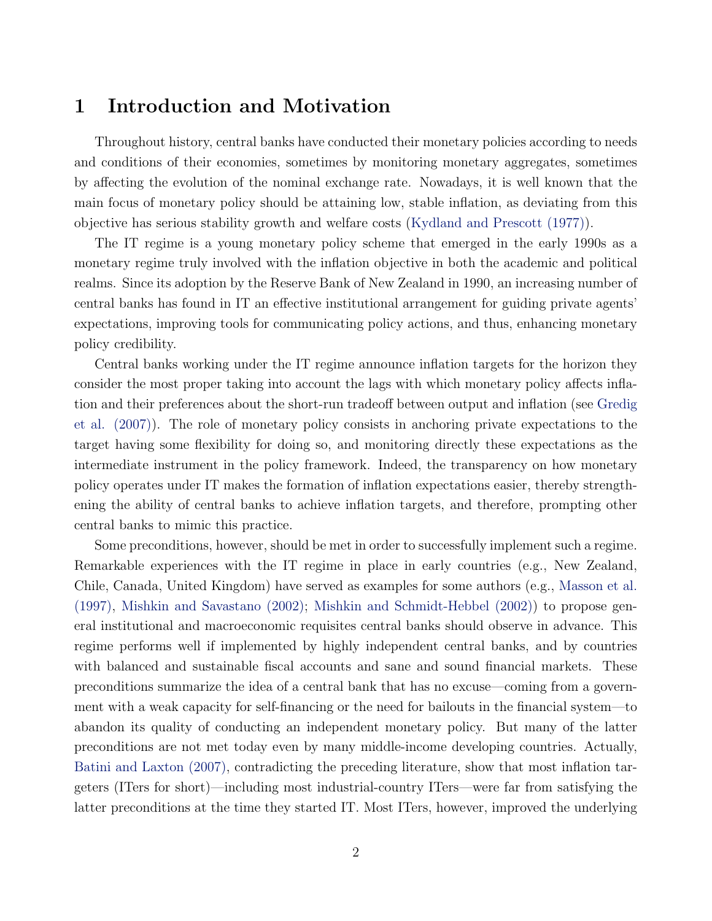# 1 Introduction and Motivation

Throughout history, central banks have conducted their monetary policies according to needs and conditions of their economies, sometimes by monitoring monetary aggregates, sometimes by affecting the evolution of the nominal exchange rate. Nowadays, it is well known that the main focus of monetary policy should be attaining low, stable inflation, as deviating from this objective has serious stability growth and welfare costs (Kydland and Prescott (1977)).

The IT regime is a young monetary policy scheme that emerged in the early 1990s as a monetary regime truly involved with the inflation objective in both the academic and political realms. Since its adoption by the Reserve Bank of New Zealand in 1990, an increasing number of central banks has found in IT an effective institutional arrangement for guiding private agents' expectations, improving tools for communicating policy actions, and thus, enhancing monetary policy credibility.

Central banks working under the IT regime announce inflation targets for the horizon they consider the most proper taking into account the lags with which monetary policy affects inflation and their preferences about the short-run tradeoff between output and inflation (see Gredig et al. (2007)). The role of monetary policy consists in anchoring private expectations to the target having some flexibility for doing so, and monitoring directly these expectations as the intermediate instrument in the policy framework. Indeed, the transparency on how monetary policy operates under IT makes the formation of inflation expectations easier, thereby strengthening the ability of central banks to achieve inflation targets, and therefore, prompting other central banks to mimic this practice.

Some preconditions, however, should be met in order to successfully implement such a regime. Remarkable experiences with the IT regime in place in early countries (e.g., New Zealand, Chile, Canada, United Kingdom) have served as examples for some authors (e.g., Masson et al. (1997), Mishkin and Savastano (2002); Mishkin and Schmidt-Hebbel (2002)) to propose general institutional and macroeconomic requisites central banks should observe in advance. This regime performs well if implemented by highly independent central banks, and by countries with balanced and sustainable fiscal accounts and sane and sound financial markets. These preconditions summarize the idea of a central bank that has no excuse—coming from a government with a weak capacity for self-financing or the need for bailouts in the financial system—to abandon its quality of conducting an independent monetary policy. But many of the latter preconditions are not met today even by many middle-income developing countries. Actually, Batini and Laxton (2007), contradicting the preceding literature, show that most inflation targeters (ITers for short)—including most industrial-country ITers—were far from satisfying the latter preconditions at the time they started IT. Most ITers, however, improved the underlying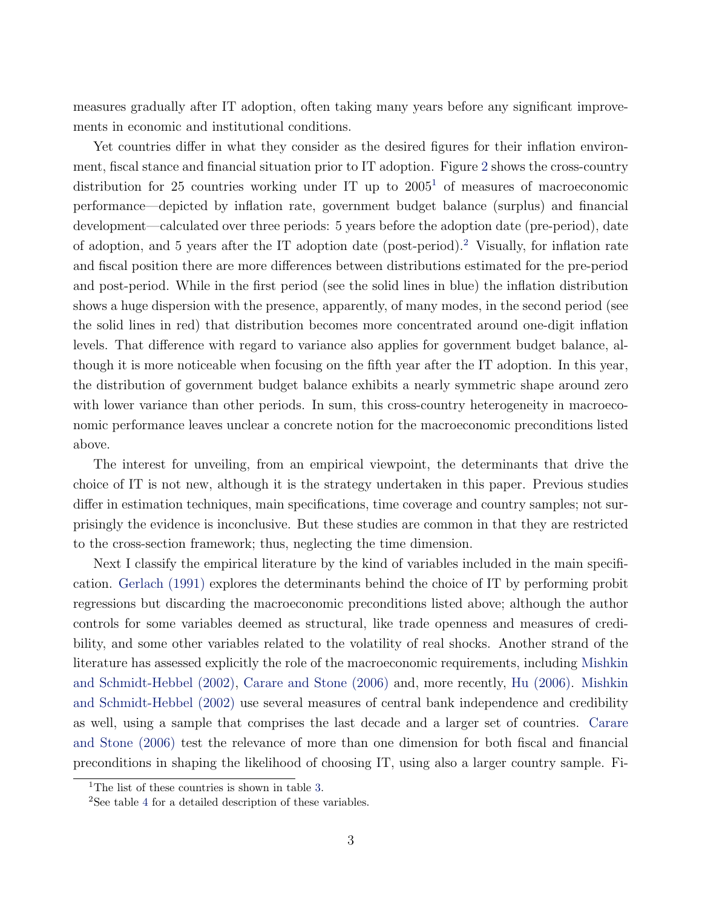measures gradually after IT adoption, often taking many years before any significant improvements in economic and institutional conditions.

Yet countries differ in what they consider as the desired figures for their inflation environment, fiscal stance and financial situation prior to IT adoption. Figure 2 shows the cross-country distribution for 25 countries working under IT up to 2005[1] of measures of macroeconomic performance—depicted by inflation rate, government budget balance (surplus) and financial development—calculated over three periods: 5 years before the adoption date (pre-period), date of adoption, and 5 years after the IT adoption date (post-period).[2] Visually, for inflation rate and fiscal position there are more differences between distributions estimated for the pre-period and post-period. While in the first period (see the solid lines in blue) the inflation distribution shows a huge dispersion with the presence, apparently, of many modes, in the second period (see the solid lines in red) that distribution becomes more concentrated around one-digit inflation levels. That difference with regard to variance also applies for government budget balance, although it is more noticeable when focusing on the fifth year after the IT adoption. In this year, the distribution of government budget balance exhibits a nearly symmetric shape around zero with lower variance than other periods. In sum, this cross-country heterogeneity in macroeconomic performance leaves unclear a concrete notion for the macroeconomic preconditions listed above.

The interest for unveiling, from an empirical viewpoint, the determinants that drive the choice of IT is not new, although it is the strategy undertaken in this paper. Previous studies differ in estimation techniques, main specifications, time coverage and country samples; not surprisingly the evidence is inconclusive. But these studies are common in that they are restricted to the cross-section framework; thus, neglecting the time dimension.

Next I classify the empirical literature by the kind of variables included in the main specification. Gerlach (1991) explores the determinants behind the choice of IT by performing probit regressions but discarding the macroeconomic preconditions listed above; although the author controls for some variables deemed as structural, like trade openness and measures of credibility, and some other variables related to the volatility of real shocks. Another strand of the literature has assessed explicitly the role of the macroeconomic requirements, including Mishkin and Schmidt-Hebbel (2002), Carare and Stone (2006) and, more recently, Hu (2006). Mishkin and Schmidt-Hebbel (2002) use several measures of central bank independence and credibility as well, using a sample that comprises the last decade and a larger set of countries. Carare and Stone (2006) test the relevance of more than one dimension for both fiscal and financial preconditions in shaping the likelihood of choosing IT, using also a larger country sample. Fi-

[1] The list of these countries is shown in table 3.

[2] See table 4 for a detailed description of these variables.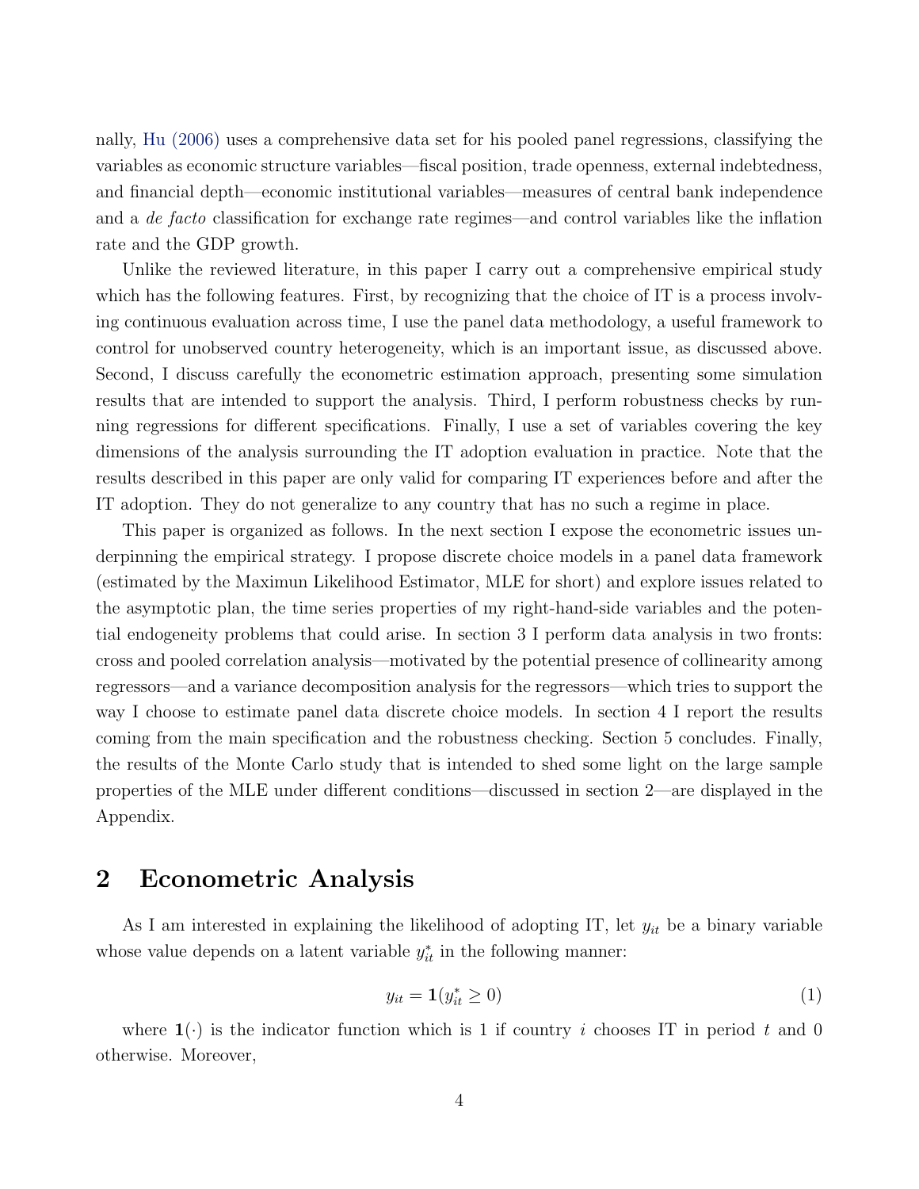nally, Hu (2006) uses a comprehensive data set for his pooled panel regressions, classifying the variables as economic structure variables—fiscal position, trade openness, external indebtedness, and financial depth—economic institutional variables—measures of central bank independence and a *de facto* classification for exchange rate regimes—and control variables like the inflation rate and the GDP growth.

Unlike the reviewed literature, in this paper I carry out a comprehensive empirical study which has the following features. First, by recognizing that the choice of IT is a process involving continuous evaluation across time, I use the panel data methodology, a useful framework to control for unobserved country heterogeneity, which is an important issue, as discussed above. Second, I discuss carefully the econometric estimation approach, presenting some simulation results that are intended to support the analysis. Third, I perform robustness checks by running regressions for different specifications. Finally, I use a set of variables covering the key dimensions of the analysis surrounding the IT adoption evaluation in practice. Note that the results described in this paper are only valid for comparing IT experiences before and after the IT adoption. They do not generalize to any country that has no such a regime in place.

This paper is organized as follows. In the next section I expose the econometric issues underpinning the empirical strategy. I propose discrete choice models in a panel data framework (estimated by the Maximun Likelihood Estimator, MLE for short) and explore issues related to the asymptotic plan, the time series properties of my right-hand-side variables and the potential endogeneity problems that could arise. In section 3 I perform data analysis in two fronts: cross and pooled correlation analysis—motivated by the potential presence of collinearity among regressors—and a variance decomposition analysis for the regressors—which tries to support the way I choose to estimate panel data discrete choice models. In section 4 I report the results coming from the main specification and the robustness checking. Section 5 concludes. Finally, the results of the Monte Carlo study that is intended to shed some light on the large sample properties of the MLE under different conditions—discussed in section 2—are displayed in the Appendix.

## 2 Econometric Analysis

As I am interested in explaining the likelihood of adopting IT, let $y_{it}$ be a binary variable whose value depends on a latent variable $y_{it}^*$ in the following manner:

$$y_{it} = \mathbf{1}(y_{it}^* \geq 0) \tag{1}$$

where $\mathbf{1}(\cdot)$ is the indicator function which is 1 if country $i$ chooses IT in period $t$ and 0 otherwise. Moreover,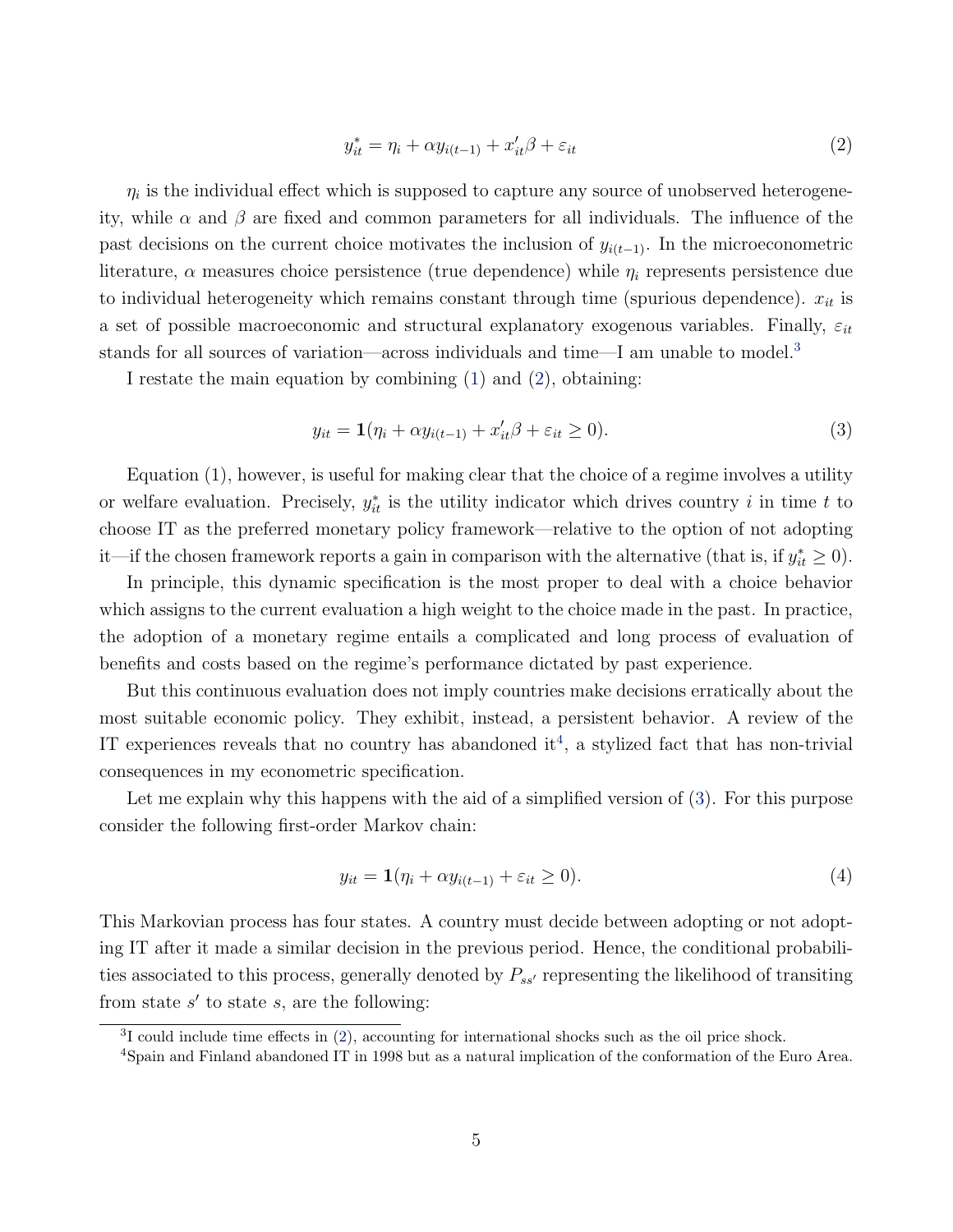$$y_{it}^{*} = \eta_i + \alpha y_{i(t-1)} + x_{it}'\beta + \varepsilon_{it} \tag{2}$$

$\eta_i$ is the individual effect which is supposed to capture any source of unobserved heterogeneity, while $\alpha$ and $\beta$ are fixed and common parameters for all individuals. The influence of the past decisions on the current choice motivates the inclusion of $y_{i(t-1)}$. In the microeconometric literature, $\alpha$ measures choice persistence (true dependence) while $\eta_i$ represents persistence due to individual heterogeneity which remains constant through time (spurious dependence). $x_{it}$ is a set of possible macroeconomic and structural explanatory exogenous variables. Finally, $\varepsilon_{it}$ stands for all sources of variation—across individuals and time—I am unable to model.[3]

I restate the main equation by combining (1) and (2), obtaining:

$$y_{it} = \mathbf{1}(\eta_i + \alpha y_{i(t-1)} + x_{it}'\beta + \varepsilon_{it} \geq 0). \tag{3}$$

Equation (1), however, is useful for making clear that the choice of a regime involves a utility or welfare evaluation. Precisely, $y_{it}^{*}$ is the utility indicator which drives country $i$ in time $t$ to choose IT as the preferred monetary policy framework—relative to the option of not adopting it—if the chosen framework reports a gain in comparison with the alternative (that is, if $y_{it}^{*} \geq 0$).

In principle, this dynamic specification is the most proper to deal with a choice behavior which assigns to the current evaluation a high weight to the choice made in the past. In practice, the adoption of a monetary regime entails a complicated and long process of evaluation of benefits and costs based on the regime's performance dictated by past experience.

But this continuous evaluation does not imply countries make decisions erratically about the most suitable economic policy. They exhibit, instead, a persistent behavior. A review of the IT experiences reveals that no country has abandoned it[4], a stylized fact that has non-trivial consequences in my econometric specification.

Let me explain why this happens with the aid of a simplified version of (3). For this purpose consider the following first-order Markov chain:

$$y_{it} = \mathbf{1}(\eta_i + \alpha y_{i(t-1)} + \varepsilon_{it} \geq 0). \tag{4}$$

This Markovian process has four states. A country must decide between adopting or not adopting IT after it made a similar decision in the previous period. Hence, the conditional probabilities associated to this process, generally denoted by $P_{ss'}$ representing the likelihood of transiting from state $s'$ to state $s$, are the following:

[3] I could include time effects in (2), accounting for international shocks such as the oil price shock.

[4] Spain and Finland abandoned IT in 1998 but as a natural implication of the conformation of the Euro Area.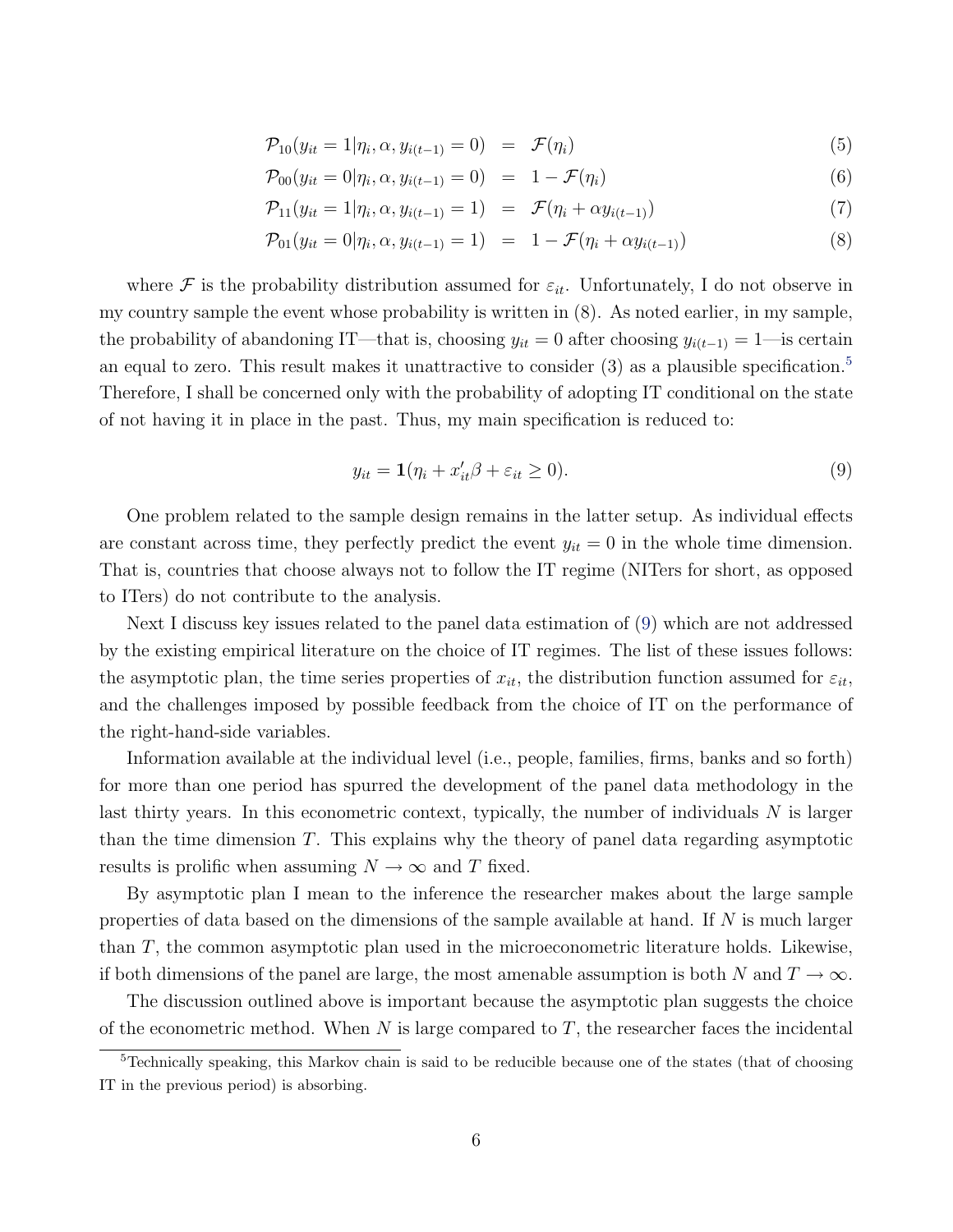$$\mathcal{P}_{10}(y_{it} = 1 | \eta_i, \alpha, y_{i(t-1)} = 0) \;=\; \mathcal{F}(\eta_i) \tag{5}$$

$$\mathcal{P}_{00}(y_{it} = 0 | \eta_i, \alpha, y_{i(t-1)} = 0) \;=\; 1 - \mathcal{F}(\eta_i) \tag{6}$$

$$\mathcal{P}_{11}(y_{it} = 1 | \eta_i, \alpha, y_{i(t-1)} = 1) \;=\; \mathcal{F}(\eta_i + \alpha y_{i(t-1)}) \tag{7}$$

$$\mathcal{P}_{01}(y_{it} = 0 | \eta_i, \alpha, y_{i(t-1)} = 1) \;=\; 1 - \mathcal{F}(\eta_i + \alpha y_{i(t-1)}) \tag{8}$$

where $\mathcal{F}$ is the probability distribution assumed for $\varepsilon_{it}$. Unfortunately, I do not observe in my country sample the event whose probability is written in (8). As noted earlier, in my sample, the probability of abandoning IT—that is, choosing $y_{it} = 0$ after choosing $y_{i(t-1)} = 1$—is certain an equal to zero. This result makes it unattractive to consider (3) as a plausible specification.[5] Therefore, I shall be concerned only with the probability of adopting IT conditional on the state of not having it in place in the past. Thus, my main specification is reduced to:

$$y_{it} = \mathbf{1}(\eta_i + x_{it}'\beta + \varepsilon_{it} \geq 0). \tag{9}$$

One problem related to the sample design remains in the latter setup. As individual effects are constant across time, they perfectly predict the event $y_{it} = 0$ in the whole time dimension. That is, countries that choose always not to follow the IT regime (NITers for short, as opposed to ITers) do not contribute to the analysis.

Next I discuss key issues related to the panel data estimation of (9) which are not addressed by the existing empirical literature on the choice of IT regimes. The list of these issues follows: the asymptotic plan, the time series properties of $x_{it}$, the distribution function assumed for $\varepsilon_{it}$, and the challenges imposed by possible feedback from the choice of IT on the performance of the right-hand-side variables.

Information available at the individual level (i.e., people, families, firms, banks and so forth) for more than one period has spurred the development of the panel data methodology in the last thirty years. In this econometric context, typically, the number of individuals $N$ is larger than the time dimension $T$. This explains why the theory of panel data regarding asymptotic results is prolific when assuming $N \to \infty$ and $T$ fixed.

By asymptotic plan I mean to the inference the researcher makes about the large sample properties of data based on the dimensions of the sample available at hand. If $N$ is much larger than $T$, the common asymptotic plan used in the microeconometric literature holds. Likewise, if both dimensions of the panel are large, the most amenable assumption is both $N$ and $T \to \infty$.

The discussion outlined above is important because the asymptotic plan suggests the choice of the econometric method. When $N$ is large compared to $T$, the researcher faces the incidental

[5] Technically speaking, this Markov chain is said to be reducible because one of the states (that of choosing IT in the previous period) is absorbing.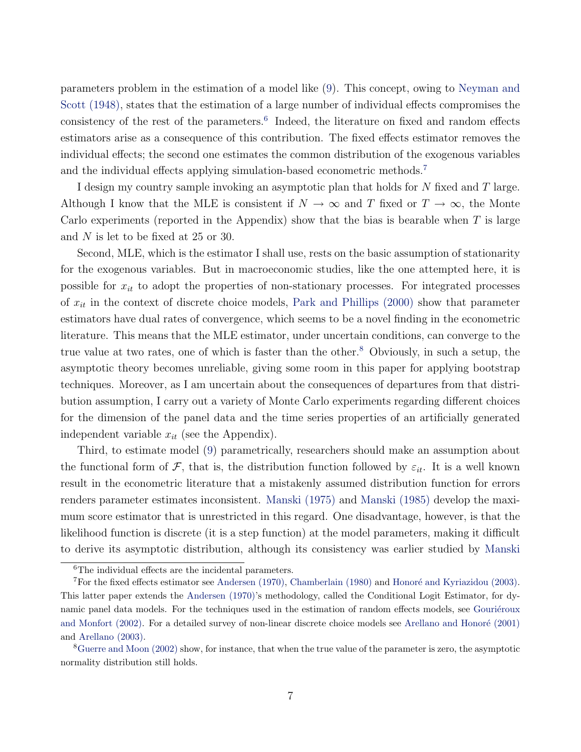parameters problem in the estimation of a model like (9). This concept, owing to Neyman and Scott (1948), states that the estimation of a large number of individual effects compromises the consistency of the rest of the parameters.[6] Indeed, the literature on fixed and random effects estimators arise as a consequence of this contribution. The fixed effects estimator removes the individual effects; the second one estimates the common distribution of the exogenous variables and the individual effects applying simulation-based econometric methods.[7]

I design my country sample invoking an asymptotic plan that holds for $N$ fixed and $T$ large. Although I know that the MLE is consistent if $N \to \infty$ and $T$ fixed or $T \to \infty$, the Monte Carlo experiments (reported in the Appendix) show that the bias is bearable when $T$ is large and $N$ is let to be fixed at 25 or 30.

Second, MLE, which is the estimator I shall use, rests on the basic assumption of stationarity for the exogenous variables. But in macroeconomic studies, like the one attempted here, it is possible for $x_{it}$ to adopt the properties of non-stationary processes. For integrated processes of $x_{it}$ in the context of discrete choice models, Park and Phillips (2000) show that parameter estimators have dual rates of convergence, which seems to be a novel finding in the econometric literature. This means that the MLE estimator, under uncertain conditions, can converge to the true value at two rates, one of which is faster than the other.[8] Obviously, in such a setup, the asymptotic theory becomes unreliable, giving some room in this paper for applying bootstrap techniques. Moreover, as I am uncertain about the consequences of departures from that distribution assumption, I carry out a variety of Monte Carlo experiments regarding different choices for the dimension of the panel data and the time series properties of an artificially generated independent variable $x_{it}$ (see the Appendix).

Third, to estimate model (9) parametrically, researchers should make an assumption about the functional form of $\mathcal{F}$, that is, the distribution function followed by $\varepsilon_{it}$. It is a well known result in the econometric literature that a mistakenly assumed distribution function for errors renders parameter estimates inconsistent. Manski (1975) and Manski (1985) develop the maximum score estimator that is unrestricted in this regard. One disadvantage, however, is that the likelihood function is discrete (it is a step function) at the model parameters, making it difficult to derive its asymptotic distribution, although its consistency was earlier studied by Manski

[6] The individual effects are the incidental parameters.

[7] For the fixed effects estimator see Andersen (1970), Chamberlain (1980) and Honoré and Kyriazidou (2003). This latter paper extends the Andersen (1970)'s methodology, called the Conditional Logit Estimator, for dynamic panel data models. For the techniques used in the estimation of random effects models, see Gouriéroux and Monfort (2002). For a detailed survey of non-linear discrete choice models see Arellano and Honoré (2001) and Arellano (2003).

[8] Guerre and Moon (2002) show, for instance, that when the true value of the parameter is zero, the asymptotic normality distribution still holds.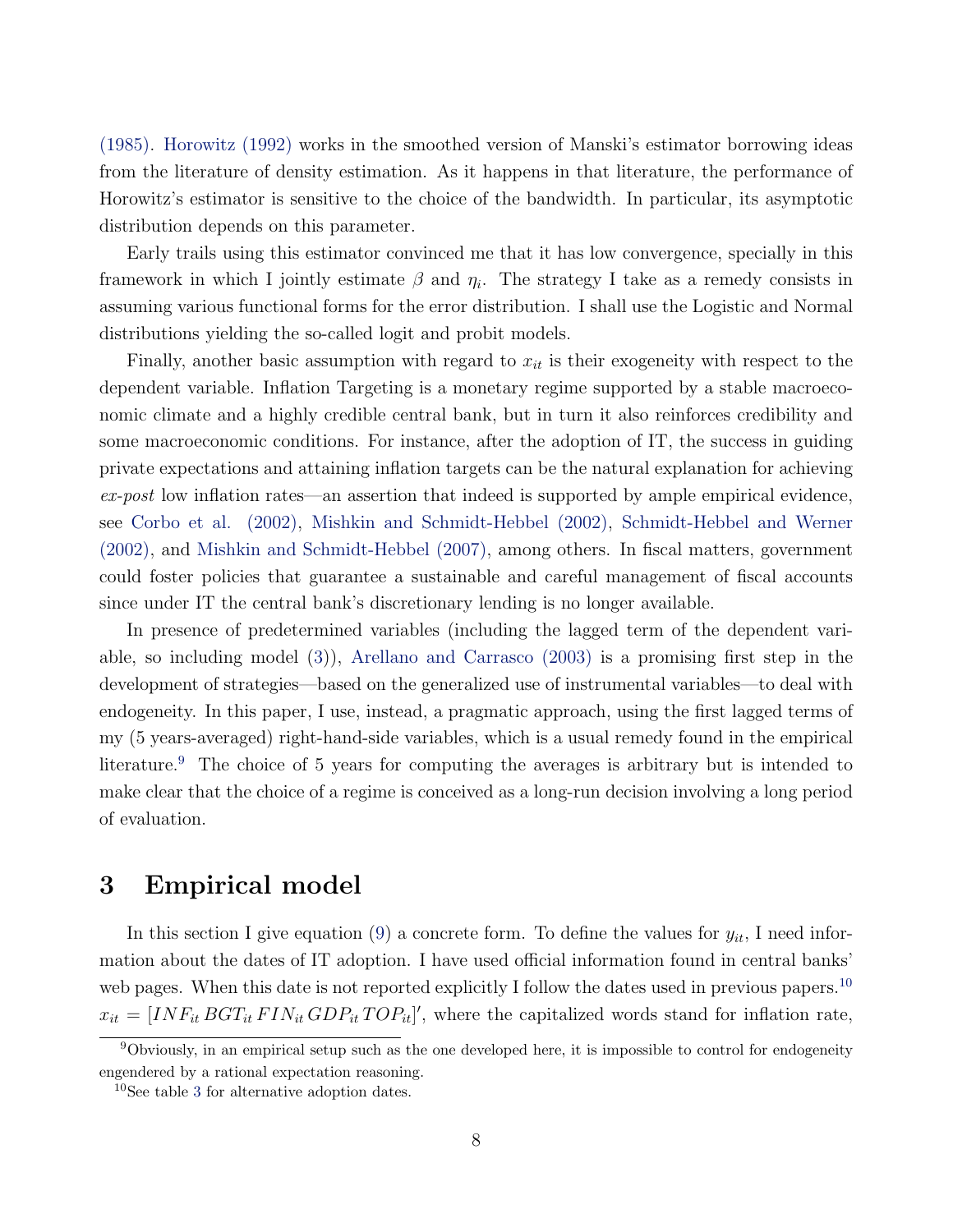(1985). Horowitz (1992) works in the smoothed version of Manski's estimator borrowing ideas from the literature of density estimation. As it happens in that literature, the performance of Horowitz's estimator is sensitive to the choice of the bandwidth. In particular, its asymptotic distribution depends on this parameter.

Early trails using this estimator convinced me that it has low convergence, specially in this framework in which I jointly estimate $\beta$ and $\eta_i$. The strategy I take as a remedy consists in assuming various functional forms for the error distribution. I shall use the Logistic and Normal distributions yielding the so-called logit and probit models.

Finally, another basic assumption with regard to $x_{it}$ is their exogeneity with respect to the dependent variable. Inflation Targeting is a monetary regime supported by a stable macroeconomic climate and a highly credible central bank, but in turn it also reinforces credibility and some macroeconomic conditions. For instance, after the adoption of IT, the success in guiding private expectations and attaining inflation targets can be the natural explanation for achieving *ex-post* low inflation rates—an assertion that indeed is supported by ample empirical evidence, see Corbo et al. (2002), Mishkin and Schmidt-Hebbel (2002), Schmidt-Hebbel and Werner (2002), and Mishkin and Schmidt-Hebbel (2007), among others. In fiscal matters, government could foster policies that guarantee a sustainable and careful management of fiscal accounts since under IT the central bank's discretionary lending is no longer available.

In presence of predetermined variables (including the lagged term of the dependent variable, so including model (3)), Arellano and Carrasco (2003) is a promising first step in the development of strategies—based on the generalized use of instrumental variables—to deal with endogeneity. In this paper, I use, instead, a pragmatic approach, using the first lagged terms of my (5 years-averaged) right-hand-side variables, which is a usual remedy found in the empirical literature.[9] The choice of 5 years for computing the averages is arbitrary but is intended to make clear that the choice of a regime is conceived as a long-run decision involving a long period of evaluation.

## 3 Empirical model

In this section I give equation (9) a concrete form. To define the values for $y_{it}$, I need information about the dates of IT adoption. I have used official information found in central banks' web pages. When this date is not reported explicitly I follow the dates used in previous papers.[10] $x_{it} = [INF_{it}\, BGT_{it}\, FIN_{it}\, GDP_{it}\, TOP_{it}]'$, where the capitalized words stand for inflation rate,

[9] Obviously, in an empirical setup such as the one developed here, it is impossible to control for endogeneity engendered by a rational expectation reasoning.

[10] See table 3 for alternative adoption dates.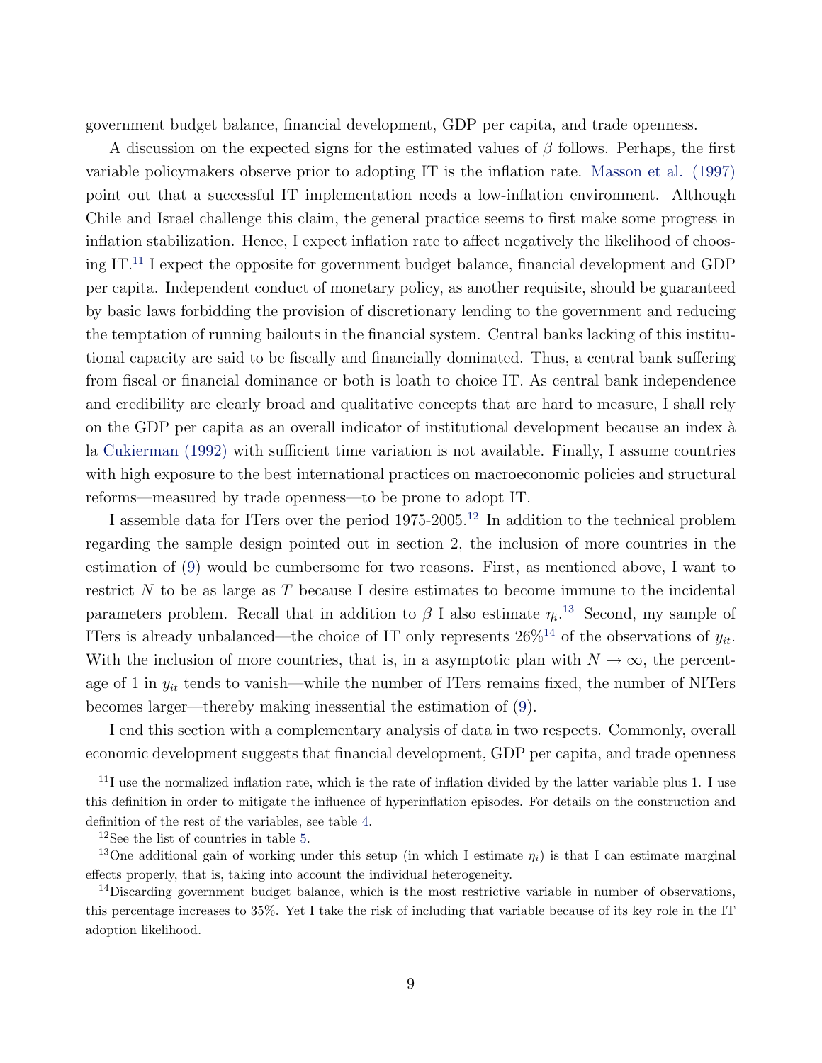government budget balance, financial development, GDP per capita, and trade openness.

A discussion on the expected signs for the estimated values of $\beta$ follows. Perhaps, the first variable policymakers observe prior to adopting IT is the inflation rate. Masson et al. (1997) point out that a successful IT implementation needs a low-inflation environment. Although Chile and Israel challenge this claim, the general practice seems to first make some progress in inflation stabilization. Hence, I expect inflation rate to affect negatively the likelihood of choosing IT.[11] I expect the opposite for government budget balance, financial development and GDP per capita. Independent conduct of monetary policy, as another requisite, should be guaranteed by basic laws forbidding the provision of discretionary lending to the government and reducing the temptation of running bailouts in the financial system. Central banks lacking of this institutional capacity are said to be fiscally and financially dominated. Thus, a central bank suffering from fiscal or financial dominance or both is loath to choice IT. As central bank independence and credibility are clearly broad and qualitative concepts that are hard to measure, I shall rely on the GDP per capita as an overall indicator of institutional development because an index à la Cukierman (1992) with sufficient time variation is not available. Finally, I assume countries with high exposure to the best international practices on macroeconomic policies and structural reforms—measured by trade openness—to be prone to adopt IT.

I assemble data for ITers over the period 1975-2005.[12] In addition to the technical problem regarding the sample design pointed out in section 2, the inclusion of more countries in the estimation of (9) would be cumbersome for two reasons. First, as mentioned above, I want to restrict $N$ to be as large as $T$ because I desire estimates to become immune to the incidental parameters problem. Recall that in addition to $\beta$ I also estimate $\eta_i$.[13] Second, my sample of ITers is already unbalanced—the choice of IT only represents 26%[14] of the observations of $y_{it}$. With the inclusion of more countries, that is, in a asymptotic plan with $N \to \infty$, the percentage of 1 in $y_{it}$ tends to vanish—while the number of ITers remains fixed, the number of NITers becomes larger—thereby making inessential the estimation of (9).

I end this section with a complementary analysis of data in two respects. Commonly, overall economic development suggests that financial development, GDP per capita, and trade openness

[11] I use the normalized inflation rate, which is the rate of inflation divided by the latter variable plus 1. I use this definition in order to mitigate the influence of hyperinflation episodes. For details on the construction and definition of the rest of the variables, see table 4.

[12] See the list of countries in table 5.

[13] One additional gain of working under this setup (in which I estimate $\eta_i$) is that I can estimate marginal effects properly, that is, taking into account the individual heterogeneity.

[14] Discarding government budget balance, which is the most restrictive variable in number of observations, this percentage increases to 35%. Yet I take the risk of including that variable because of its key role in the IT adoption likelihood.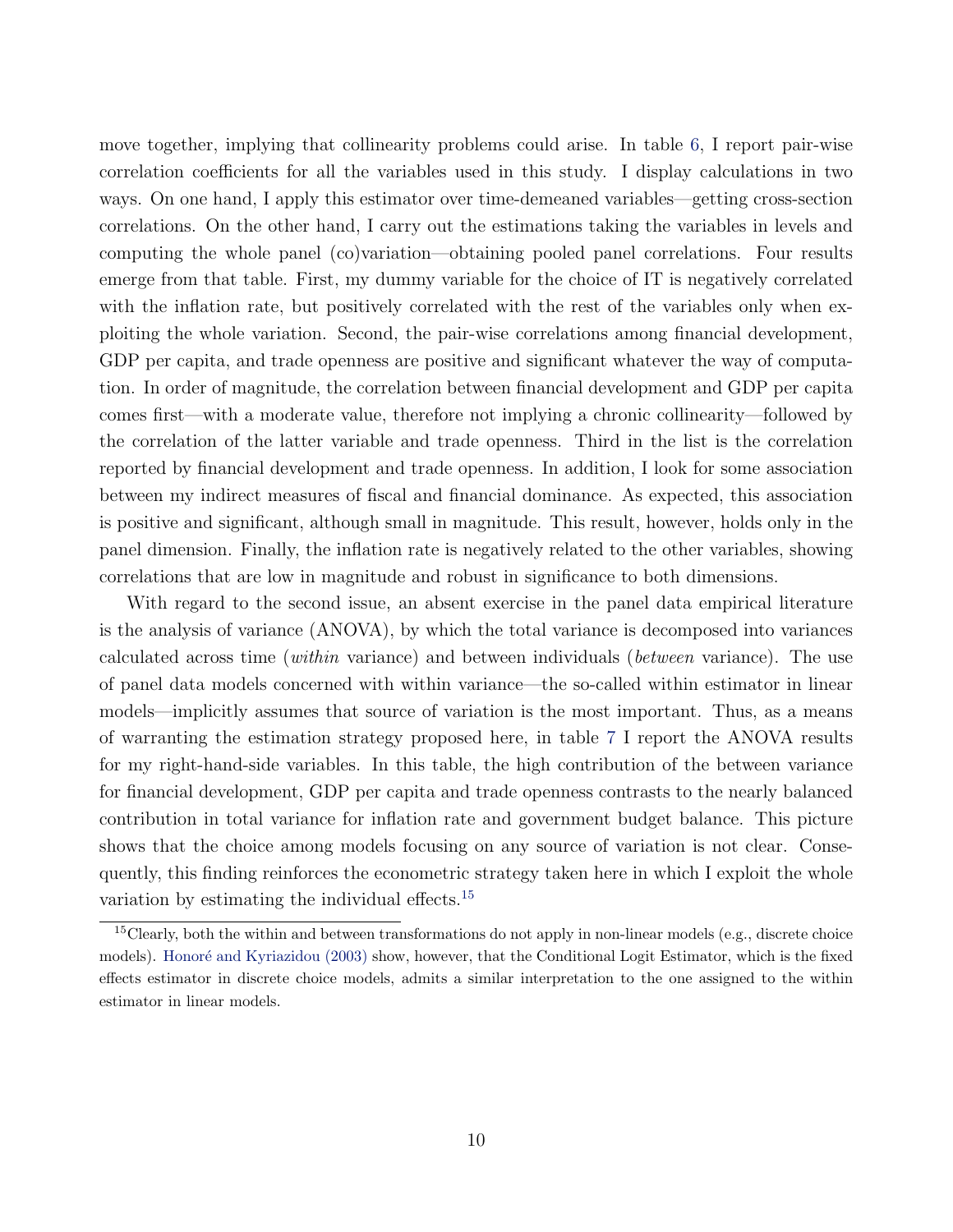move together, implying that collinearity problems could arise. In table 6, I report pair-wise correlation coefficients for all the variables used in this study. I display calculations in two ways. On one hand, I apply this estimator over time-demeaned variables—getting cross-section correlations. On the other hand, I carry out the estimations taking the variables in levels and computing the whole panel (co)variation—obtaining pooled panel correlations. Four results emerge from that table. First, my dummy variable for the choice of IT is negatively correlated with the inflation rate, but positively correlated with the rest of the variables only when exploiting the whole variation. Second, the pair-wise correlations among financial development, GDP per capita, and trade openness are positive and significant whatever the way of computation. In order of magnitude, the correlation between financial development and GDP per capita comes first—with a moderate value, therefore not implying a chronic collinearity—followed by the correlation of the latter variable and trade openness. Third in the list is the correlation reported by financial development and trade openness. In addition, I look for some association between my indirect measures of fiscal and financial dominance. As expected, this association is positive and significant, although small in magnitude. This result, however, holds only in the panel dimension. Finally, the inflation rate is negatively related to the other variables, showing correlations that are low in magnitude and robust in significance to both dimensions.

With regard to the second issue, an absent exercise in the panel data empirical literature is the analysis of variance (ANOVA), by which the total variance is decomposed into variances calculated across time (*within* variance) and between individuals (*between* variance). The use of panel data models concerned with within variance—the so-called within estimator in linear models—implicitly assumes that source of variation is the most important. Thus, as a means of warranting the estimation strategy proposed here, in table 7 I report the ANOVA results for my right-hand-side variables. In this table, the high contribution of the between variance for financial development, GDP per capita and trade openness contrasts to the nearly balanced contribution in total variance for inflation rate and government budget balance. This picture shows that the choice among models focusing on any source of variation is not clear. Consequently, this finding reinforces the econometric strategy taken here in which I exploit the whole variation by estimating the individual effects.[15]

[15] Clearly, both the within and between transformations do not apply in non-linear models (e.g., discrete choice models). Honoré and Kyriazidou (2003) show, however, that the Conditional Logit Estimator, which is the fixed effects estimator in discrete choice models, admits a similar interpretation to the one assigned to the within estimator in linear models.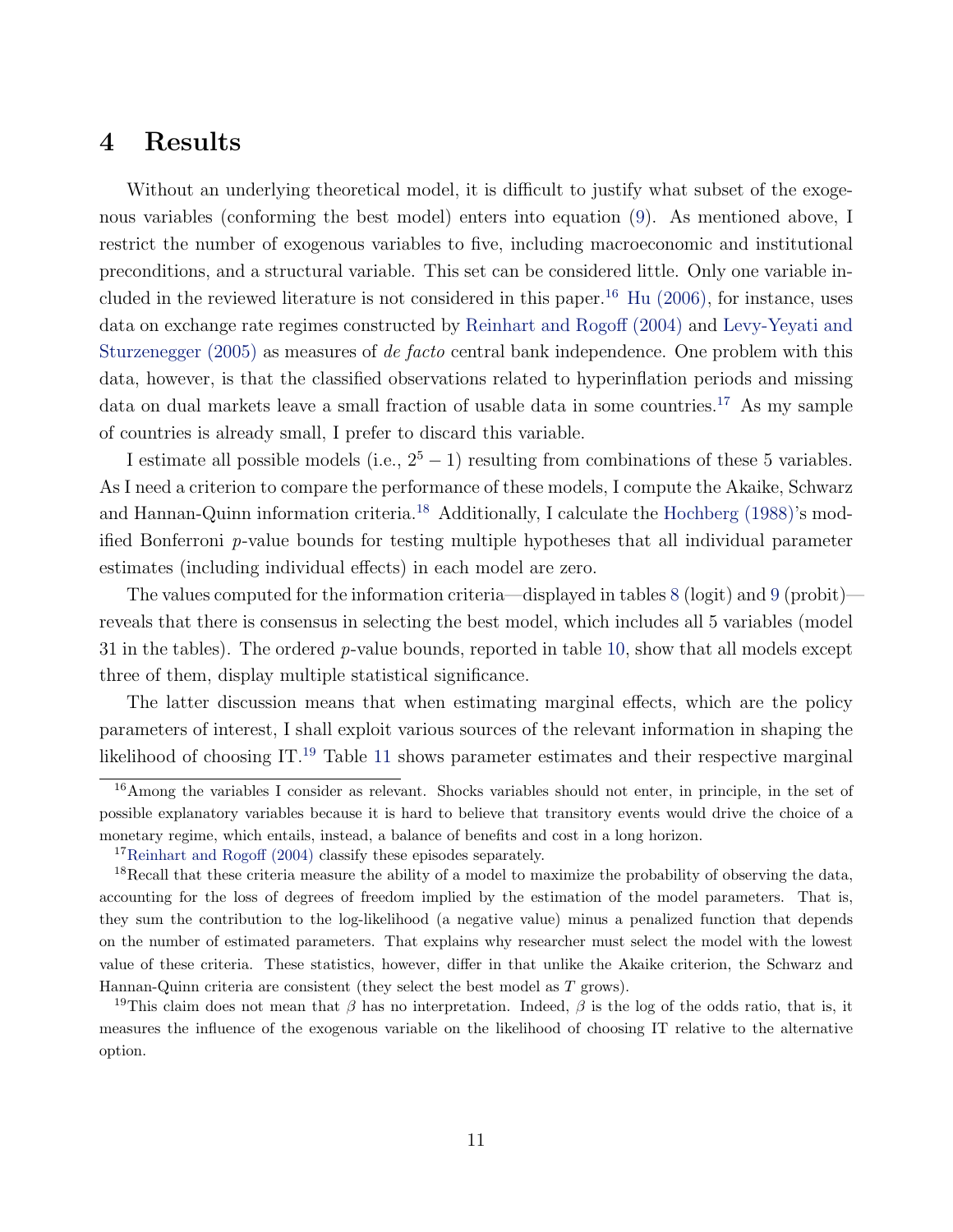# 4 Results

Without an underlying theoretical model, it is difficult to justify what subset of the exogenous variables (conforming the best model) enters into equation (9). As mentioned above, I restrict the number of exogenous variables to five, including macroeconomic and institutional preconditions, and a structural variable. This set can be considered little. Only one variable included in the reviewed literature is not considered in this paper.[16] Hu (2006), for instance, uses data on exchange rate regimes constructed by Reinhart and Rogoff (2004) and Levy-Yeyati and Sturzenegger (2005) as measures of *de facto* central bank independence. One problem with this data, however, is that the classified observations related to hyperinflation periods and missing data on dual markets leave a small fraction of usable data in some countries.[17] As my sample of countries is already small, I prefer to discard this variable.

I estimate all possible models (i.e., $2^5 - 1$) resulting from combinations of these 5 variables. As I need a criterion to compare the performance of these models, I compute the Akaike, Schwarz and Hannan-Quinn information criteria.[18] Additionally, I calculate the Hochberg (1988)'s modified Bonferroni $p$-value bounds for testing multiple hypotheses that all individual parameter estimates (including individual effects) in each model are zero.

The values computed for the information criteria—displayed in tables 8 (logit) and 9 (probit)—reveals that there is consensus in selecting the best model, which includes all 5 variables (model 31 in the tables). The ordered $p$-value bounds, reported in table 10, show that all models except three of them, display multiple statistical significance.

The latter discussion means that when estimating marginal effects, which are the policy parameters of interest, I shall exploit various sources of the relevant information in shaping the likelihood of choosing IT.[19] Table 11 shows parameter estimates and their respective marginal

[16] Among the variables I consider as relevant. Shocks variables should not enter, in principle, in the set of possible explanatory variables because it is hard to believe that transitory events would drive the choice of a monetary regime, which entails, instead, a balance of benefits and cost in a long horizon.

[17] Reinhart and Rogoff (2004) classify these episodes separately.

[18] Recall that these criteria measure the ability of a model to maximize the probability of observing the data, accounting for the loss of degrees of freedom implied by the estimation of the model parameters. That is, they sum the contribution to the log-likelihood (a negative value) minus a penalized function that depends on the number of estimated parameters. That explains why researcher must select the model with the lowest value of these criteria. These statistics, however, differ in that unlike the Akaike criterion, the Schwarz and Hannan-Quinn criteria are consistent (they select the best model as $T$ grows).

[19] This claim does not mean that $\beta$ has no interpretation. Indeed, $\beta$ is the log of the odds ratio, that is, it measures the influence of the exogenous variable on the likelihood of choosing IT relative to the alternative option.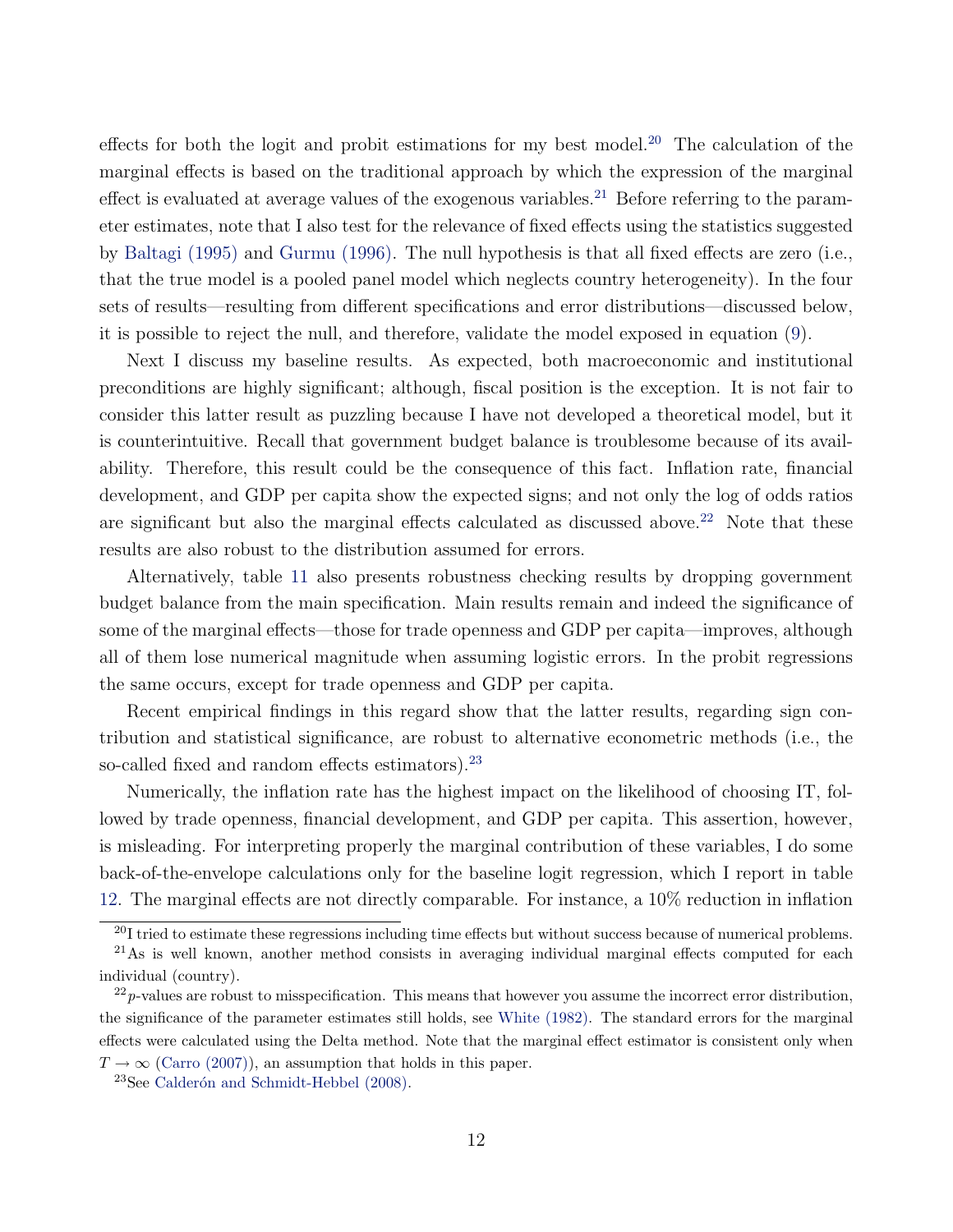effects for both the logit and probit estimations for my best model.[20] The calculation of the marginal effects is based on the traditional approach by which the expression of the marginal effect is evaluated at average values of the exogenous variables.[21] Before referring to the parameter estimates, note that I also test for the relevance of fixed effects using the statistics suggested by Baltagi (1995) and Gurmu (1996). The null hypothesis is that all fixed effects are zero (i.e., that the true model is a pooled panel model which neglects country heterogeneity). In the four sets of results—resulting from different specifications and error distributions—discussed below, it is possible to reject the null, and therefore, validate the model exposed in equation (9).

Next I discuss my baseline results. As expected, both macroeconomic and institutional preconditions are highly significant; although, fiscal position is the exception. It is not fair to consider this latter result as puzzling because I have not developed a theoretical model, but it is counterintuitive. Recall that government budget balance is troublesome because of its availability. Therefore, this result could be the consequence of this fact. Inflation rate, financial development, and GDP per capita show the expected signs; and not only the log of odds ratios are significant but also the marginal effects calculated as discussed above.[22] Note that these results are also robust to the distribution assumed for errors.

Alternatively, table 11 also presents robustness checking results by dropping government budget balance from the main specification. Main results remain and indeed the significance of some of the marginal effects—those for trade openness and GDP per capita—improves, although all of them lose numerical magnitude when assuming logistic errors. In the probit regressions the same occurs, except for trade openness and GDP per capita.

Recent empirical findings in this regard show that the latter results, regarding sign contribution and statistical significance, are robust to alternative econometric methods (i.e., the so-called fixed and random effects estimators).[23]

Numerically, the inflation rate has the highest impact on the likelihood of choosing IT, followed by trade openness, financial development, and GDP per capita. This assertion, however, is misleading. For interpreting properly the marginal contribution of these variables, I do some back-of-the-envelope calculations only for the baseline logit regression, which I report in table 12. The marginal effects are not directly comparable. For instance, a 10% reduction in inflation

---

[20] I tried to estimate these regressions including time effects but without success because of numerical problems.

[21] As is well known, another method consists in averaging individual marginal effects computed for each individual (country).

[22] $p$-values are robust to misspecification. This means that however you assume the incorrect error distribution, the significance of the parameter estimates still holds, see White (1982). The standard errors for the marginal effects were calculated using the Delta method. Note that the marginal effect estimator is consistent only when $T \to \infty$ (Carro (2007)), an assumption that holds in this paper.

[23] See Calderón and Schmidt-Hebbel (2008).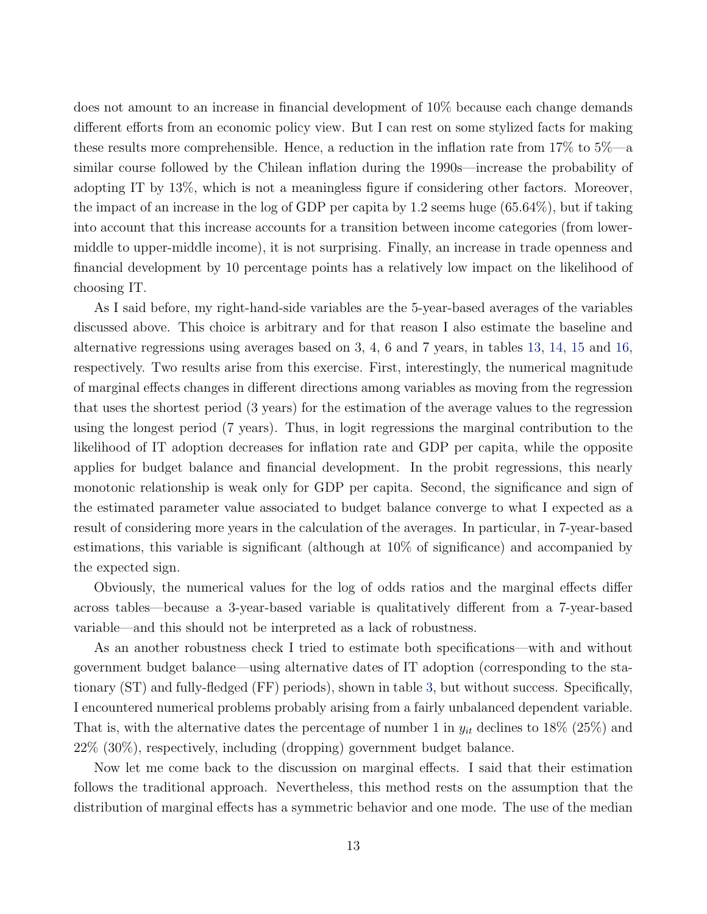does not amount to an increase in financial development of 10% because each change demands different efforts from an economic policy view. But I can rest on some stylized facts for making these results more comprehensible. Hence, a reduction in the inflation rate from 17% to 5%—a similar course followed by the Chilean inflation during the 1990s—increase the probability of adopting IT by 13%, which is not a meaningless figure if considering other factors. Moreover, the impact of an increase in the log of GDP per capita by 1.2 seems huge (65.64%), but if taking into account that this increase accounts for a transition between income categories (from lower-middle to upper-middle income), it is not surprising. Finally, an increase in trade openness and financial development by 10 percentage points has a relatively low impact on the likelihood of choosing IT.

As I said before, my right-hand-side variables are the 5-year-based averages of the variables discussed above. This choice is arbitrary and for that reason I also estimate the baseline and alternative regressions using averages based on 3, 4, 6 and 7 years, in tables 13, 14, 15 and 16, respectively. Two results arise from this exercise. First, interestingly, the numerical magnitude of marginal effects changes in different directions among variables as moving from the regression that uses the shortest period (3 years) for the estimation of the average values to the regression using the longest period (7 years). Thus, in logit regressions the marginal contribution to the likelihood of IT adoption decreases for inflation rate and GDP per capita, while the opposite applies for budget balance and financial development. In the probit regressions, this nearly monotonic relationship is weak only for GDP per capita. Second, the significance and sign of the estimated parameter value associated to budget balance converge to what I expected as a result of considering more years in the calculation of the averages. In particular, in 7-year-based estimations, this variable is significant (although at 10% of significance) and accompanied by the expected sign.

Obviously, the numerical values for the log of odds ratios and the marginal effects differ across tables—because a 3-year-based variable is qualitatively different from a 7-year-based variable—and this should not be interpreted as a lack of robustness.

As an another robustness check I tried to estimate both specifications—with and without government budget balance—using alternative dates of IT adoption (corresponding to the stationary (ST) and fully-fledged (FF) periods), shown in table 3, but without success. Specifically, I encountered numerical problems probably arising from a fairly unbalanced dependent variable. That is, with the alternative dates the percentage of number 1 in $y_{it}$ declines to 18% (25%) and 22% (30%), respectively, including (dropping) government budget balance.

Now let me come back to the discussion on marginal effects. I said that their estimation follows the traditional approach. Nevertheless, this method rests on the assumption that the distribution of marginal effects has a symmetric behavior and one mode. The use of the median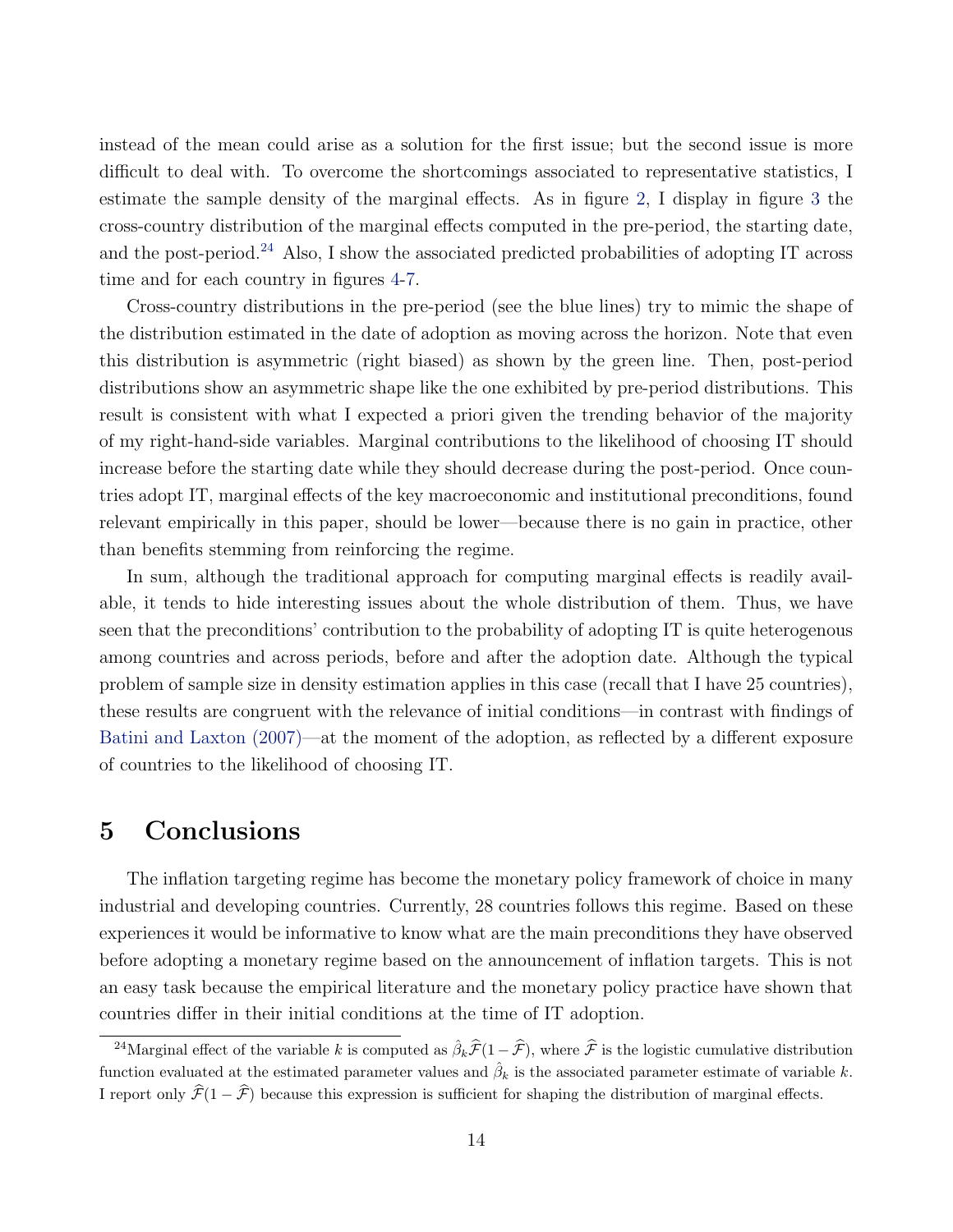instead of the mean could arise as a solution for the first issue; but the second issue is more difficult to deal with. To overcome the shortcomings associated to representative statistics, I estimate the sample density of the marginal effects. As in figure 2, I display in figure 3 the cross-country distribution of the marginal effects computed in the pre-period, the starting date, and the post-period.[24] Also, I show the associated predicted probabilities of adopting IT across time and for each country in figures 4-7.

Cross-country distributions in the pre-period (see the blue lines) try to mimic the shape of the distribution estimated in the date of adoption as moving across the horizon. Note that even this distribution is asymmetric (right biased) as shown by the green line. Then, post-period distributions show an asymmetric shape like the one exhibited by pre-period distributions. This result is consistent with what I expected a priori given the trending behavior of the majority of my right-hand-side variables. Marginal contributions to the likelihood of choosing IT should increase before the starting date while they should decrease during the post-period. Once countries adopt IT, marginal effects of the key macroeconomic and institutional preconditions, found relevant empirically in this paper, should be lower—because there is no gain in practice, other than benefits stemming from reinforcing the regime.

In sum, although the traditional approach for computing marginal effects is readily available, it tends to hide interesting issues about the whole distribution of them. Thus, we have seen that the preconditions' contribution to the probability of adopting IT is quite heterogenous among countries and across periods, before and after the adoption date. Although the typical problem of sample size in density estimation applies in this case (recall that I have 25 countries), these results are congruent with the relevance of initial conditions—in contrast with findings of Batini and Laxton (2007)—at the moment of the adoption, as reflected by a different exposure of countries to the likelihood of choosing IT.

# 5 Conclusions

The inflation targeting regime has become the monetary policy framework of choice in many industrial and developing countries. Currently, 28 countries follows this regime. Based on these experiences it would be informative to know what are the main preconditions they have observed before adopting a monetary regime based on the announcement of inflation targets. This is not an easy task because the empirical literature and the monetary policy practice have shown that countries differ in their initial conditions at the time of IT adoption.

[24] Marginal effect of the variable $k$ is computed as $\hat{\beta}_k \widehat{\mathcal{F}}(1-\widehat{\mathcal{F}})$, where $\widehat{\mathcal{F}}$ is the logistic cumulative distribution function evaluated at the estimated parameter values and $\hat{\beta}_k$ is the associated parameter estimate of variable $k$. I report only $\widehat{\mathcal{F}}(1-\widehat{\mathcal{F}})$ because this expression is sufficient for shaping the distribution of marginal effects.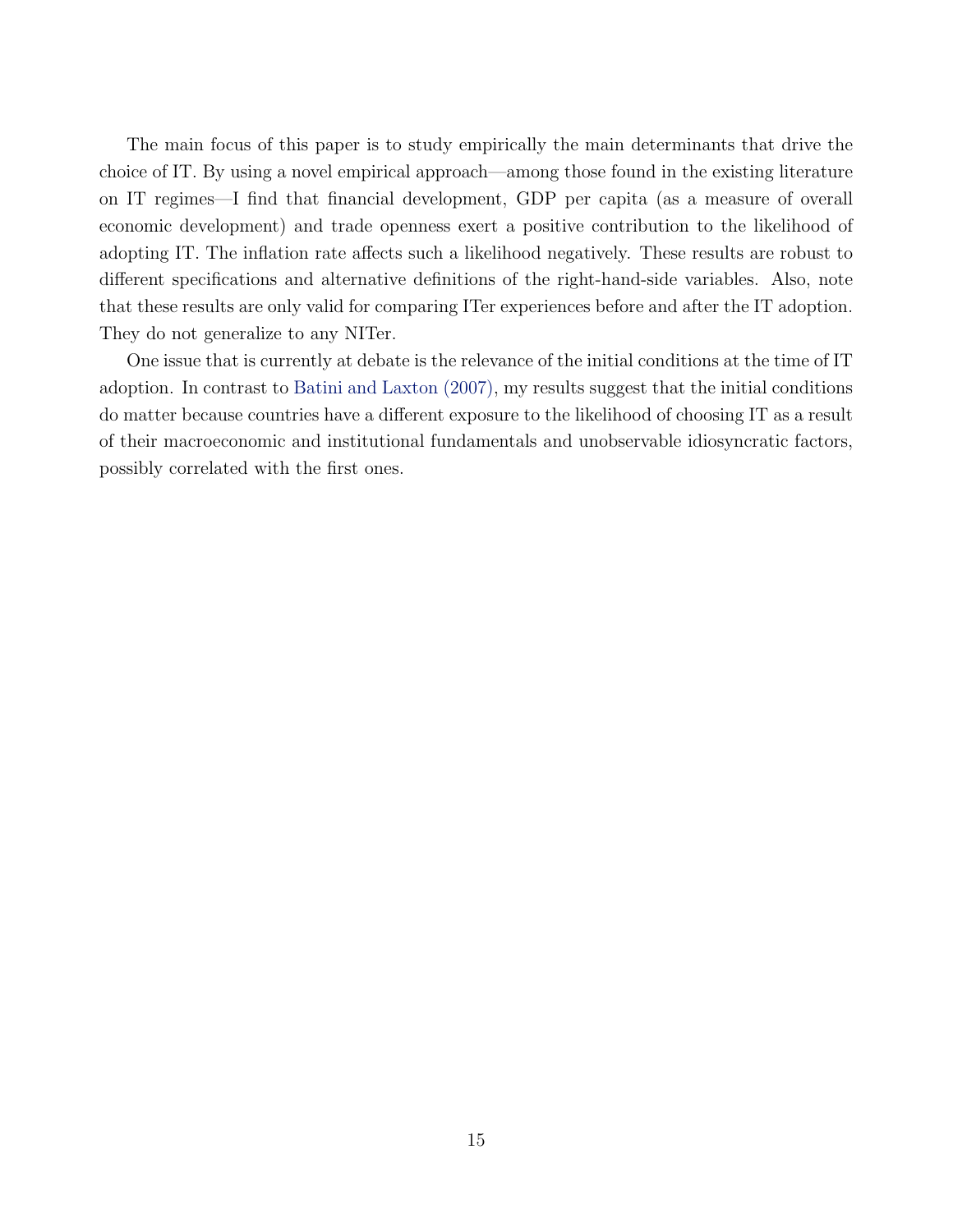The main focus of this paper is to study empirically the main determinants that drive the choice of IT. By using a novel empirical approach—among those found in the existing literature on IT regimes—I find that financial development, GDP per capita (as a measure of overall economic development) and trade openness exert a positive contribution to the likelihood of adopting IT. The inflation rate affects such a likelihood negatively. These results are robust to different specifications and alternative definitions of the right-hand-side variables. Also, note that these results are only valid for comparing ITer experiences before and after the IT adoption. They do not generalize to any NITer.

One issue that is currently at debate is the relevance of the initial conditions at the time of IT adoption. In contrast to Batini and Laxton (2007), my results suggest that the initial conditions do matter because countries have a different exposure to the likelihood of choosing IT as a result of their macroeconomic and institutional fundamentals and unobservable idiosyncratic factors, possibly correlated with the first ones.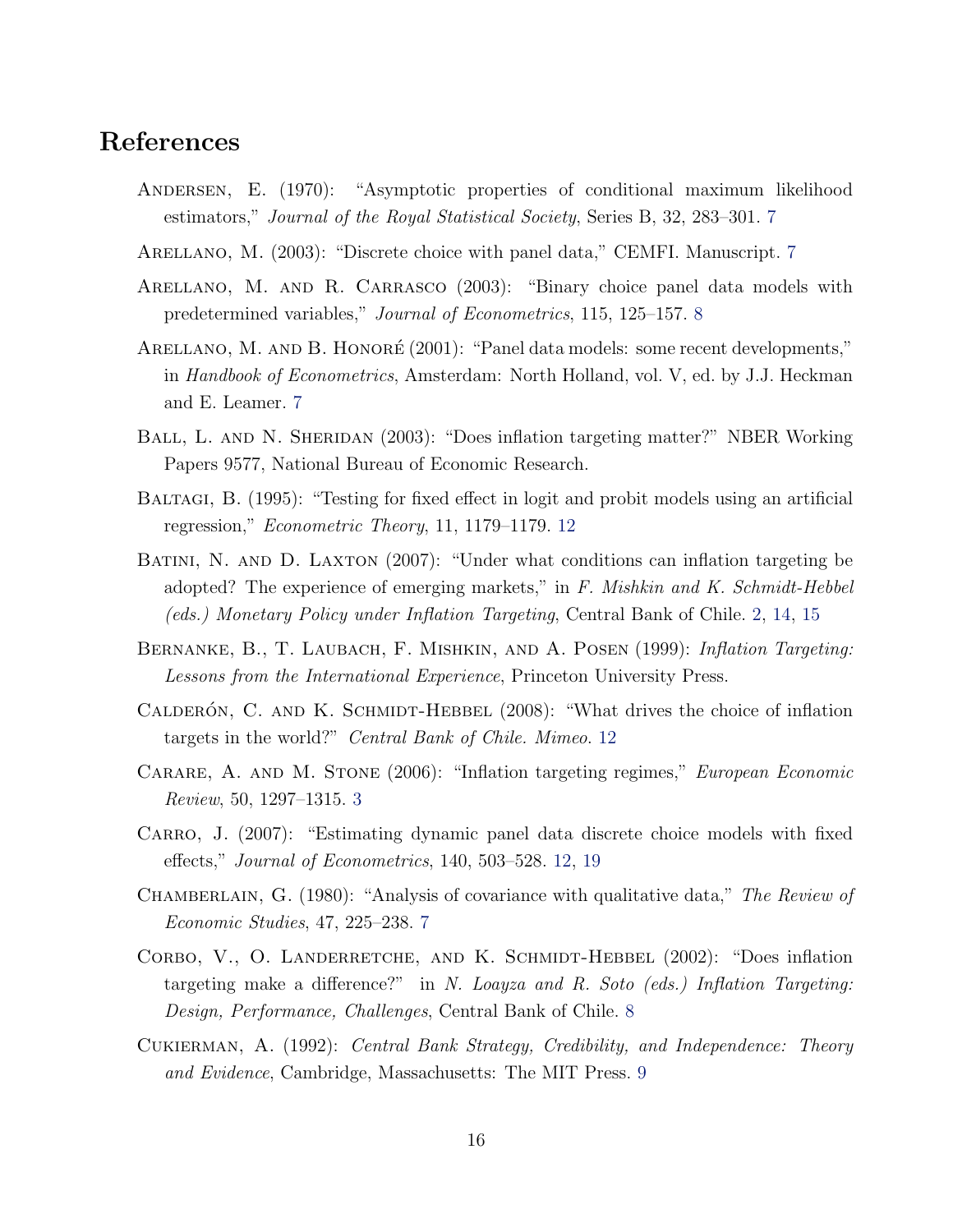# References

Andersen, E. (1970): "Asymptotic properties of conditional maximum likelihood estimators," *Journal of the Royal Statistical Society*, Series B, 32, 283–301. 7

Arellano, M. (2003): "Discrete choice with panel data," CEMFI. Manuscript. 7

Arellano, M. and R. Carrasco (2003): "Binary choice panel data models with predetermined variables," *Journal of Econometrics*, 115, 125–157. 8

Arellano, M. and B. Honoré (2001): "Panel data models: some recent developments," in *Handbook of Econometrics*, Amsterdam: North Holland, vol. V, ed. by J.J. Heckman and E. Leamer. 7

Ball, L. and N. Sheridan (2003): "Does inflation targeting matter?" NBER Working Papers 9577, National Bureau of Economic Research.

Baltagi, B. (1995): "Testing for fixed effect in logit and probit models using an artificial regression," *Econometric Theory*, 11, 1179–1179. 12

Batini, N. and D. Laxton (2007): "Under what conditions can inflation targeting be adopted? The experience of emerging markets," in *F. Mishkin and K. Schmidt-Hebbel (eds.) Monetary Policy under Inflation Targeting*, Central Bank of Chile. 2, 14, 15

Bernanke, B., T. Laubach, F. Mishkin, and A. Posen (1999): *Inflation Targeting: Lessons from the International Experience*, Princeton University Press.

Calderón, C. and K. Schmidt-Hebbel (2008): "What drives the choice of inflation targets in the world?" *Central Bank of Chile. Mimeo*. 12

Carare, A. and M. Stone (2006): "Inflation targeting regimes," *European Economic Review*, 50, 1297–1315. 3

Carro, J. (2007): "Estimating dynamic panel data discrete choice models with fixed effects," *Journal of Econometrics*, 140, 503–528. 12, 19

Chamberlain, G. (1980): "Analysis of covariance with qualitative data," *The Review of Economic Studies*, 47, 225–238. 7

Corbo, V., O. Landerretche, and K. Schmidt-Hebbel (2002): "Does inflation targeting make a difference?" in *N. Loayza and R. Soto (eds.) Inflation Targeting: Design, Performance, Challenges*, Central Bank of Chile. 8

Cukierman, A. (1992): *Central Bank Strategy, Credibility, and Independence: Theory and Evidence*, Cambridge, Massachusetts: The MIT Press. 9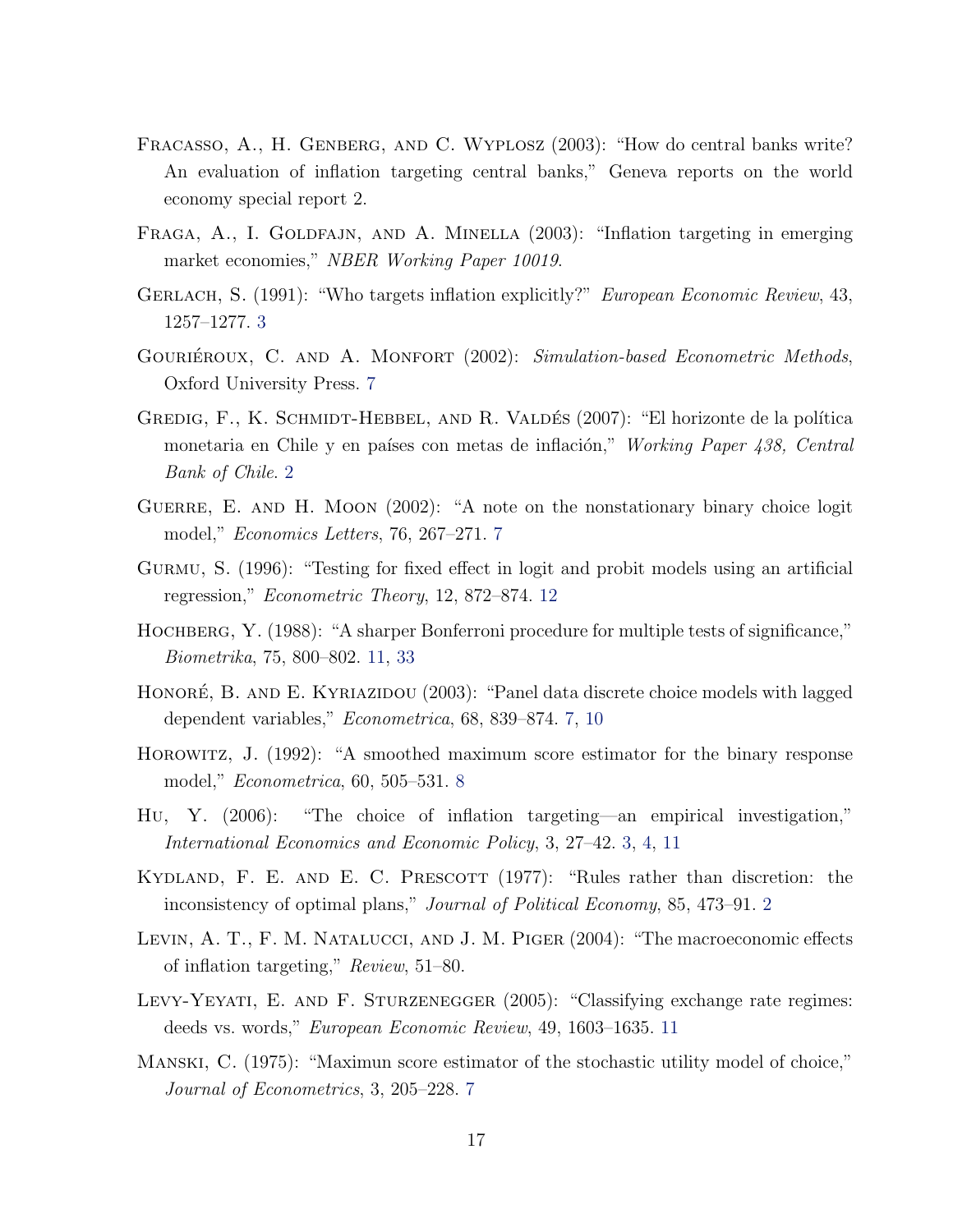Fracasso, A., H. Genberg, and C. Wyplosz (2003): "How do central banks write? An evaluation of inflation targeting central banks," Geneva reports on the world economy special report 2.

Fraga, A., I. Goldfajn, and A. Minella (2003): "Inflation targeting in emerging market economies," *NBER Working Paper 10019*.

Gerlach, S. (1991): "Who targets inflation explicitly?" *European Economic Review*, 43, 1257–1277. 3

Gouriéroux, C. and A. Monfort (2002): *Simulation-based Econometric Methods*, Oxford University Press. 7

Gredig, F., K. Schmidt-Hebbel, and R. Valdés (2007): "El horizonte de la política monetaria en Chile y en países con metas de inflación," *Working Paper 438, Central Bank of Chile*. 2

Guerre, E. and H. Moon (2002): "A note on the nonstationary binary choice logit model," *Economics Letters*, 76, 267–271. 7

Gurmu, S. (1996): "Testing for fixed effect in logit and probit models using an artificial regression," *Econometric Theory*, 12, 872–874. 12

Hochberg, Y. (1988): "A sharper Bonferroni procedure for multiple tests of significance," *Biometrika*, 75, 800–802. 11, 33

Honoré, B. and E. Kyriazidou (2003): "Panel data discrete choice models with lagged dependent variables," *Econometrica*, 68, 839–874. 7, 10

Horowitz, J. (1992): "A smoothed maximum score estimator for the binary response model," *Econometrica*, 60, 505–531. 8

Hu, Y. (2006): "The choice of inflation targeting—an empirical investigation," *International Economics and Economic Policy*, 3, 27–42. 3, 4, 11

Kydland, F. E. and E. C. Prescott (1977): "Rules rather than discretion: the inconsistency of optimal plans," *Journal of Political Economy*, 85, 473–91. 2

Levin, A. T., F. M. Natalucci, and J. M. Piger (2004): "The macroeconomic effects of inflation targeting," *Review*, 51–80.

Levy-Yeyati, E. and F. Sturzenegger (2005): "Classifying exchange rate regimes: deeds vs. words," *European Economic Review*, 49, 1603–1635. 11

Manski, C. (1975): "Maximun score estimator of the stochastic utility model of choice," *Journal of Econometrics*, 3, 205–228. 7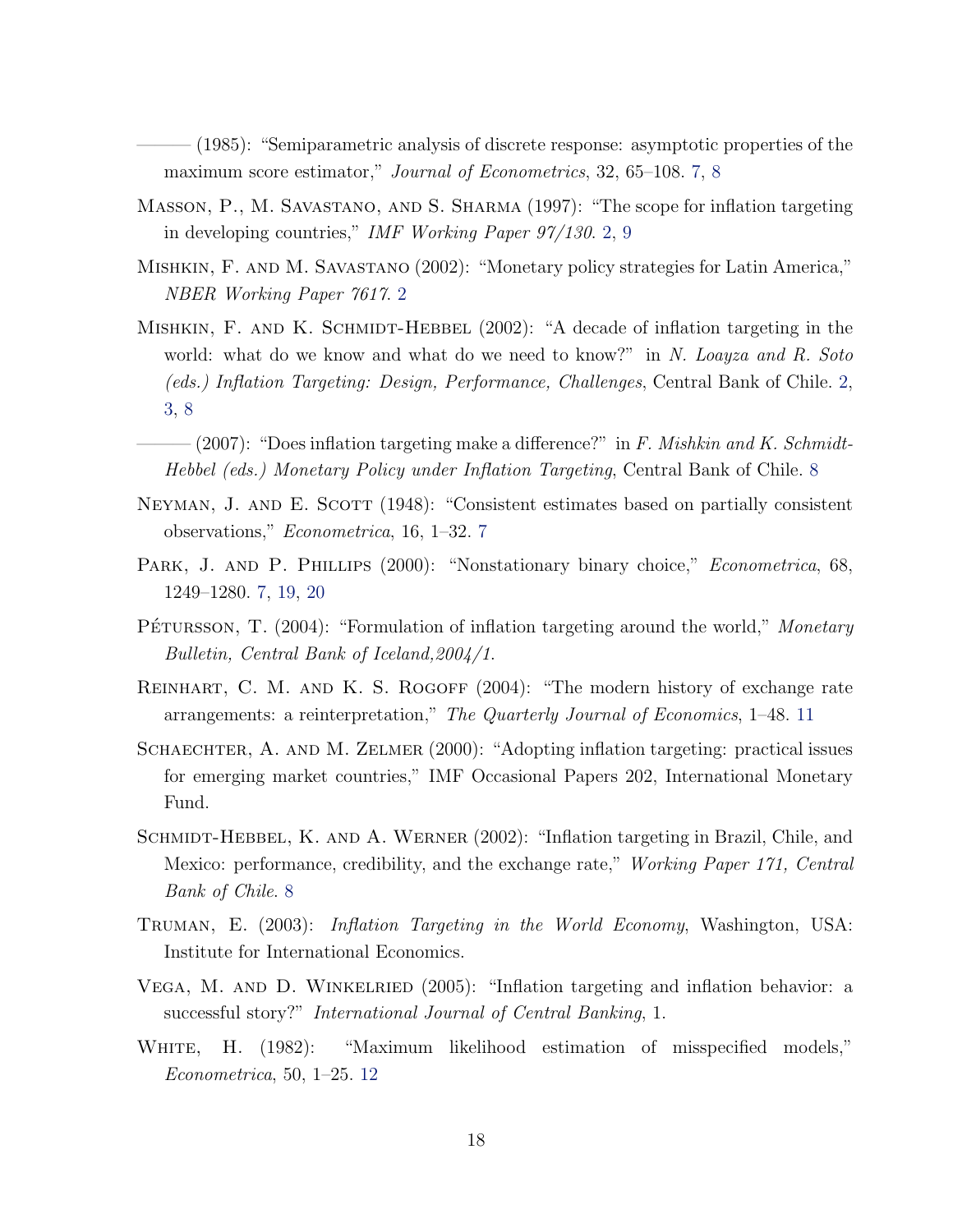——— (1985): "Semiparametric analysis of discrete response: asymptotic properties of the maximum score estimator," *Journal of Econometrics*, 32, 65–108. 7, 8

Masson, P., M. Savastano, and S. Sharma (1997): "The scope for inflation targeting in developing countries," *IMF Working Paper 97/130*. 2, 9

Mishkin, F. and M. Savastano (2002): "Monetary policy strategies for Latin America," *NBER Working Paper 7617*. 2

Mishkin, F. and K. Schmidt-Hebbel (2002): "A decade of inflation targeting in the world: what do we know and what do we need to know?" in *N. Loayza and R. Soto (eds.) Inflation Targeting: Design, Performance, Challenges*, Central Bank of Chile. 2, 3, 8

——— (2007): "Does inflation targeting make a difference?" in *F. Mishkin and K. Schmidt-Hebbel (eds.) Monetary Policy under Inflation Targeting*, Central Bank of Chile. 8

Neyman, J. and E. Scott (1948): "Consistent estimates based on partially consistent observations," *Econometrica*, 16, 1–32. 7

Park, J. and P. Phillips (2000): "Nonstationary binary choice," *Econometrica*, 68, 1249–1280. 7, 19, 20

Pétursson, T. (2004): "Formulation of inflation targeting around the world," *Monetary Bulletin, Central Bank of Iceland,2004/1.*

Reinhart, C. M. and K. S. Rogoff (2004): "The modern history of exchange rate arrangements: a reinterpretation," *The Quarterly Journal of Economics*, 1–48. 11

Schaechter, A. and M. Zelmer (2000): "Adopting inflation targeting: practical issues for emerging market countries," IMF Occasional Papers 202, International Monetary Fund.

Schmidt-Hebbel, K. and A. Werner (2002): "Inflation targeting in Brazil, Chile, and Mexico: performance, credibility, and the exchange rate," *Working Paper 171, Central Bank of Chile*. 8

Truman, E. (2003): *Inflation Targeting in the World Economy*, Washington, USA: Institute for International Economics.

Vega, M. and D. Winkelried (2005): "Inflation targeting and inflation behavior: a successful story?" *International Journal of Central Banking*, 1.

White, H. (1982): "Maximum likelihood estimation of misspecified models," *Econometrica*, 50, 1–25. 12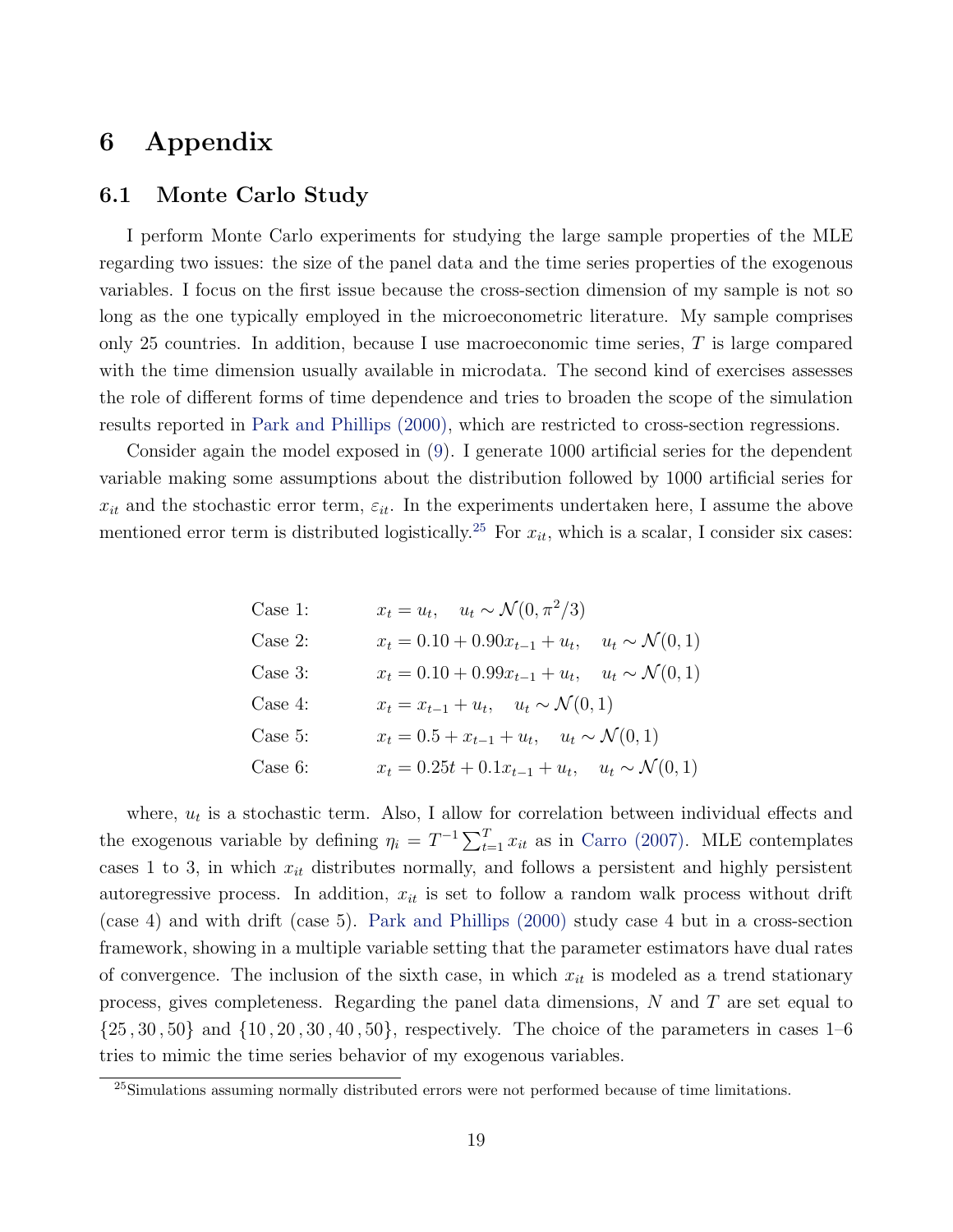# 6 Appendix

## 6.1 Monte Carlo Study

I perform Monte Carlo experiments for studying the large sample properties of the MLE regarding two issues: the size of the panel data and the time series properties of the exogenous variables. I focus on the first issue because the cross-section dimension of my sample is not so long as the one typically employed in the microeconometric literature. My sample comprises only 25 countries. In addition, because I use macroeconomic time series, $T$ is large compared with the time dimension usually available in microdata. The second kind of exercises assesses the role of different forms of time dependence and tries to broaden the scope of the simulation results reported in Park and Phillips (2000), which are restricted to cross-section regressions.

Consider again the model exposed in (9). I generate 1000 artificial series for the dependent variable making some assumptions about the distribution followed by 1000 artificial series for $x_{it}$ and the stochastic error term, $\varepsilon_{it}$. In the experiments undertaken here, I assume the above mentioned error term is distributed logistically.[25] For $x_{it}$, which is a scalar, I consider six cases:

$$
\begin{array}{ll}
\text{Case 1:} & x_t = u_t, \quad u_t \sim \mathcal{N}(0, \pi^2/3) \\
\text{Case 2:} & x_t = 0.10 + 0.90 x_{t-1} + u_t, \quad u_t \sim \mathcal{N}(0,1) \\
\text{Case 3:} & x_t = 0.10 + 0.99 x_{t-1} + u_t, \quad u_t \sim \mathcal{N}(0,1) \\
\text{Case 4:} & x_t = x_{t-1} + u_t, \quad u_t \sim \mathcal{N}(0,1) \\
\text{Case 5:} & x_t = 0.5 + x_{t-1} + u_t, \quad u_t \sim \mathcal{N}(0,1) \\
\text{Case 6:} & x_t = 0.25t + 0.1 x_{t-1} + u_t, \quad u_t \sim \mathcal{N}(0,1)
\end{array}
$$

where, $u_t$ is a stochastic term. Also, I allow for correlation between individual effects and the exogenous variable by defining $\eta_i = T^{-1}\sum_{t=1}^{T} x_{it}$ as in Carro (2007). MLE contemplates cases 1 to 3, in which $x_{it}$ distributes normally, and follows a persistent and highly persistent autoregressive process. In addition, $x_{it}$ is set to follow a random walk process without drift (case 4) and with drift (case 5). Park and Phillips (2000) study case 4 but in a cross-section framework, showing in a multiple variable setting that the parameter estimators have dual rates of convergence. The inclusion of the sixth case, in which $x_{it}$ is modeled as a trend stationary process, gives completeness. Regarding the panel data dimensions, $N$ and $T$ are set equal to $\{25, 30, 50\}$ and $\{10, 20, 30, 40, 50\}$, respectively. The choice of the parameters in cases 1–6 tries to mimic the time series behavior of my exogenous variables.

[25] Simulations assuming normally distributed errors were not performed because of time limitations.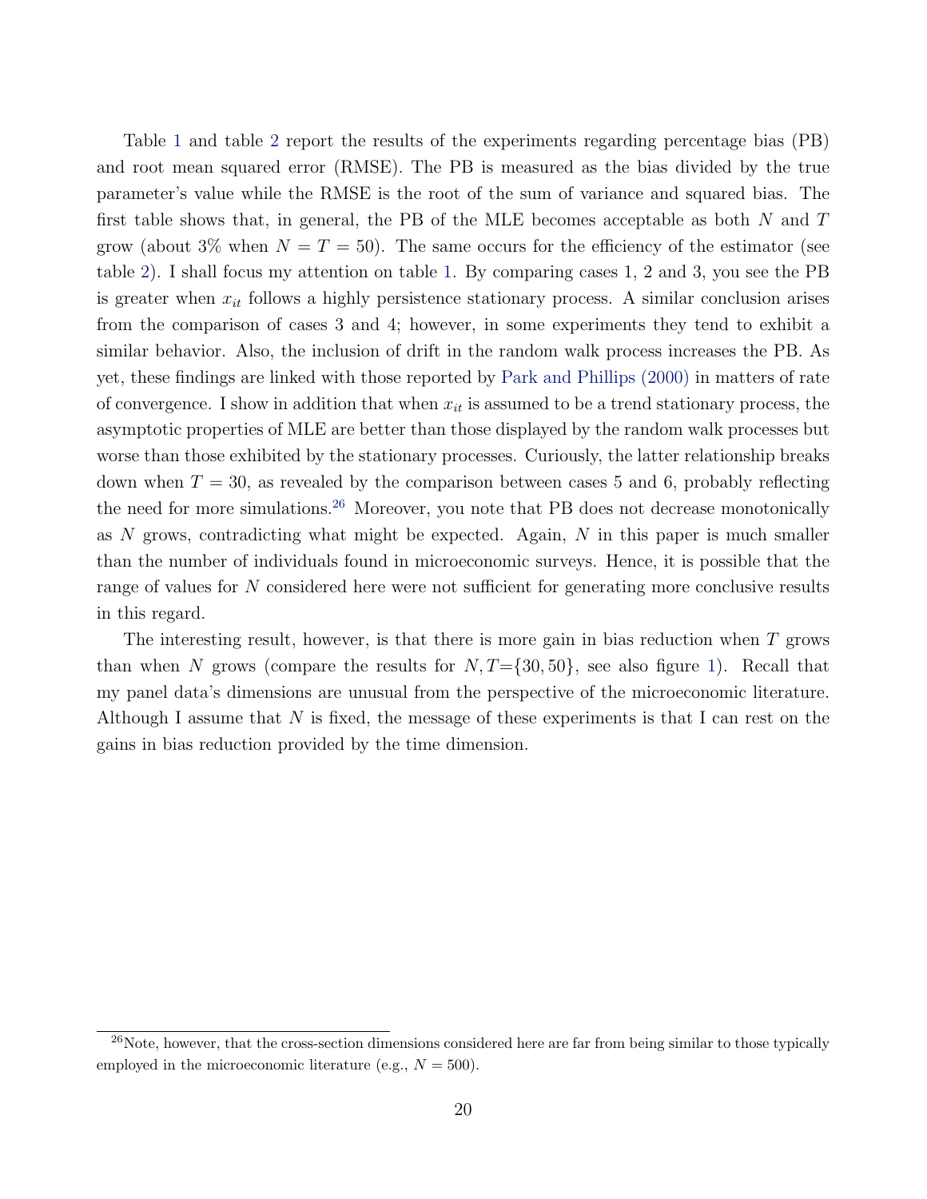Table 1 and table 2 report the results of the experiments regarding percentage bias (PB) and root mean squared error (RMSE). The PB is measured as the bias divided by the true parameter's value while the RMSE is the root of the sum of variance and squared bias. The first table shows that, in general, the PB of the MLE becomes acceptable as both $N$ and $T$ grow (about 3% when $N = T = 50$). The same occurs for the efficiency of the estimator (see table 2). I shall focus my attention on table 1. By comparing cases 1, 2 and 3, you see the PB is greater when $x_{it}$ follows a highly persistence stationary process. A similar conclusion arises from the comparison of cases 3 and 4; however, in some experiments they tend to exhibit a similar behavior. Also, the inclusion of drift in the random walk process increases the PB. As yet, these findings are linked with those reported by Park and Phillips (2000) in matters of rate of convergence. I show in addition that when $x_{it}$ is assumed to be a trend stationary process, the asymptotic properties of MLE are better than those displayed by the random walk processes but worse than those exhibited by the stationary processes. Curiously, the latter relationship breaks down when $T = 30$, as revealed by the comparison between cases 5 and 6, probably reflecting the need for more simulations.[26] Moreover, you note that PB does not decrease monotonically as $N$ grows, contradicting what might be expected. Again, $N$ in this paper is much smaller than the number of individuals found in microeconomic surveys. Hence, it is possible that the range of values for $N$ considered here were not sufficient for generating more conclusive results in this regard.

The interesting result, however, is that there is more gain in bias reduction when $T$ grows than when $N$ grows (compare the results for $N, T = \{30, 50\}$, see also figure 1). Recall that my panel data's dimensions are unusual from the perspective of the microeconomic literature. Although I assume that $N$ is fixed, the message of these experiments is that I can rest on the gains in bias reduction provided by the time dimension.

[26] Note, however, that the cross-section dimensions considered here are far from being similar to those typically employed in the microeconomic literature (e.g., $N = 500$).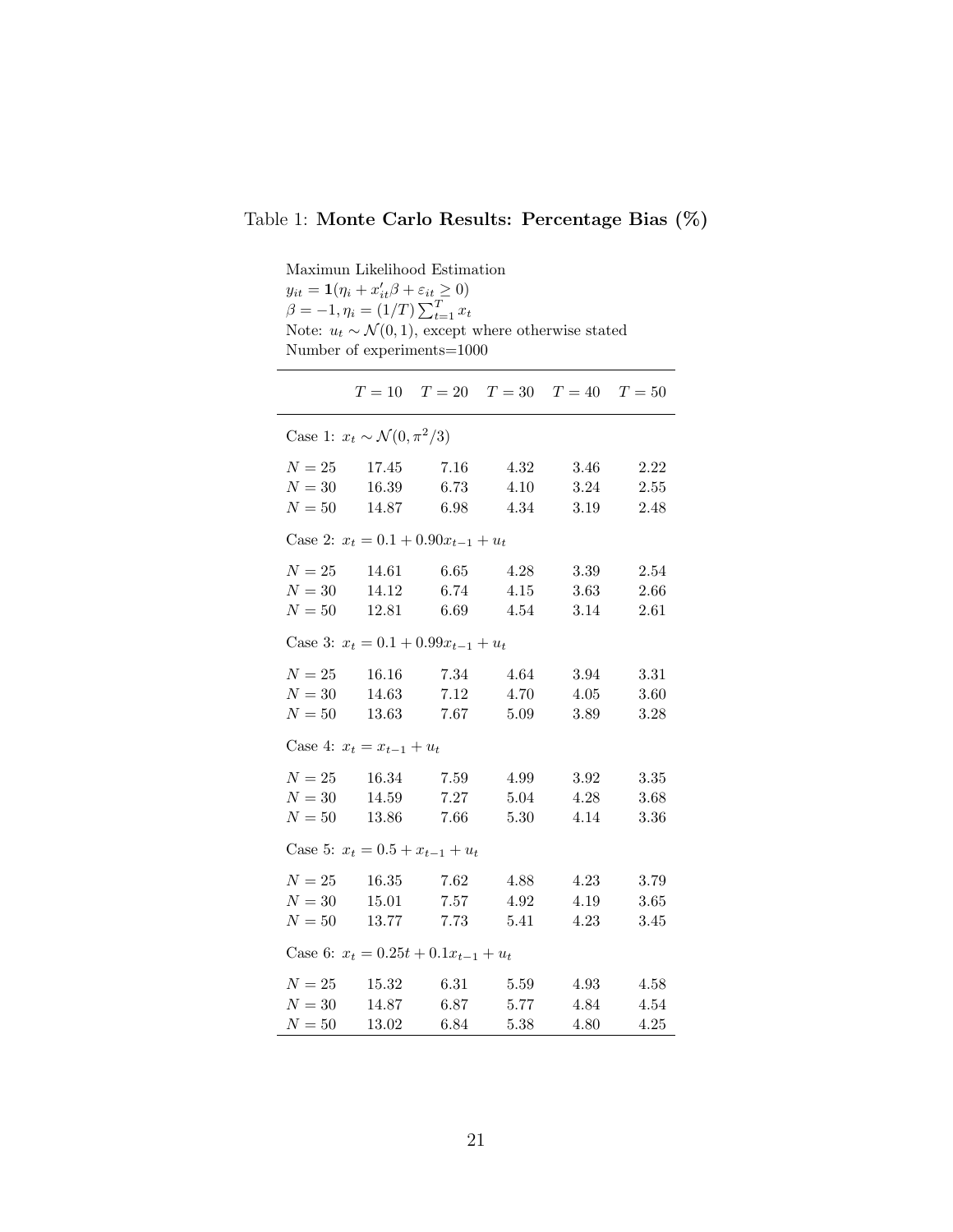Table 1: **Monte Carlo Results: Percentage Bias (%)**

Maximun Likelihood Estimation
$y_{it} = \mathbf{1}(\eta_i + x_{it}'\beta + \varepsilon_{it} \geq 0)$
$\beta = -1, \eta_i = (1/T)\sum_{t=1}^{T} x_t$
Note: $u_t \sim \mathcal{N}(0,1)$, except where otherwise stated
Number of experiments=1000

| | $T = 10$ | $T = 20$ | $T = 30$ | $T = 40$ | $T = 50$ |
|---|---|---|---|---|---|
| Case 1: $x_t \sim \mathcal{N}(0, \pi^2/3)$ | | | | | |
| $N = 25$ | 17.45 | 7.16 | 4.32 | 3.46 | 2.22 |
| $N = 30$ | 16.39 | 6.73 | 4.10 | 3.24 | 2.55 |
| $N = 50$ | 14.87 | 6.98 | 4.34 | 3.19 | 2.48 |
| Case 2: $x_t = 0.1 + 0.90x_{t-1} + u_t$ | | | | | |
| $N = 25$ | 14.61 | 6.65 | 4.28 | 3.39 | 2.54 |
| $N = 30$ | 14.12 | 6.74 | 4.15 | 3.63 | 2.66 |
| $N = 50$ | 12.81 | 6.69 | 4.54 | 3.14 | 2.61 |
| Case 3: $x_t = 0.1 + 0.99x_{t-1} + u_t$ | | | | | |
| $N = 25$ | 16.16 | 7.34 | 4.64 | 3.94 | 3.31 |
| $N = 30$ | 14.63 | 7.12 | 4.70 | 4.05 | 3.60 |
| $N = 50$ | 13.63 | 7.67 | 5.09 | 3.89 | 3.28 |
| Case 4: $x_t = x_{t-1} + u_t$ | | | | | |
| $N = 25$ | 16.34 | 7.59 | 4.99 | 3.92 | 3.35 |
| $N = 30$ | 14.59 | 7.27 | 5.04 | 4.28 | 3.68 |
| $N = 50$ | 13.86 | 7.66 | 5.30 | 4.14 | 3.36 |
| Case 5: $x_t = 0.5 + x_{t-1} + u_t$ | | | | | |
| $N = 25$ | 16.35 | 7.62 | 4.88 | 4.23 | 3.79 |
| $N = 30$ | 15.01 | 7.57 | 4.92 | 4.19 | 3.65 |
| $N = 50$ | 13.77 | 7.73 | 5.41 | 4.23 | 3.45 |
| Case 6: $x_t = 0.25t + 0.1x_{t-1} + u_t$ | | | | | |
| $N = 25$ | 15.32 | 6.31 | 5.59 | 4.93 | 4.58 |
| $N = 30$ | 14.87 | 6.87 | 5.77 | 4.84 | 4.54 |
| $N = 50$ | 13.02 | 6.84 | 5.38 | 4.80 | 4.25 |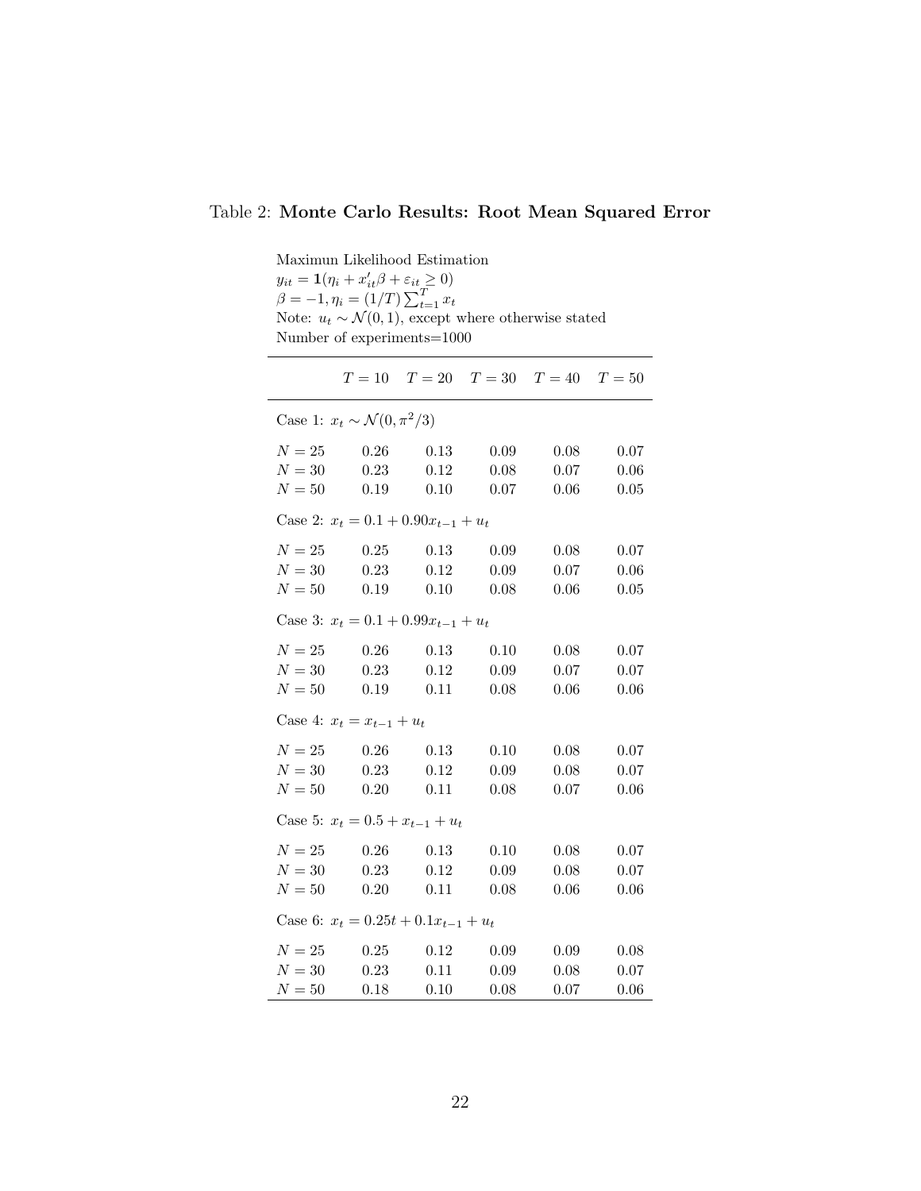Table 2: **Monte Carlo Results: Root Mean Squared Error**

Maximun Likelihood Estimation
$y_{it} = \mathbf{1}(\eta_i + x'_{it}\beta + \varepsilon_{it} \geq 0)$
$\beta = -1, \eta_i = (1/T)\sum_{t=1}^{T} x_t$
Note: $u_t \sim \mathcal{N}(0, 1)$, except where otherwise stated
Number of experiments=1000

| | $T = 10$ | $T = 20$ | $T = 30$ | $T = 40$ | $T = 50$ |
|---|---|---|---|---|---|
| Case 1: $x_t \sim \mathcal{N}(0, \pi^2/3)$ | | | | | |
| $N = 25$ | 0.26 | 0.13 | 0.09 | 0.08 | 0.07 |
| $N = 30$ | 0.23 | 0.12 | 0.08 | 0.07 | 0.06 |
| $N = 50$ | 0.19 | 0.10 | 0.07 | 0.06 | 0.05 |
| Case 2: $x_t = 0.1 + 0.90x_{t-1} + u_t$ | | | | | |
| $N = 25$ | 0.25 | 0.13 | 0.09 | 0.08 | 0.07 |
| $N = 30$ | 0.23 | 0.12 | 0.09 | 0.07 | 0.06 |
| $N = 50$ | 0.19 | 0.10 | 0.08 | 0.06 | 0.05 |
| Case 3: $x_t = 0.1 + 0.99x_{t-1} + u_t$ | | | | | |
| $N = 25$ | 0.26 | 0.13 | 0.10 | 0.08 | 0.07 |
| $N = 30$ | 0.23 | 0.12 | 0.09 | 0.07 | 0.07 |
| $N = 50$ | 0.19 | 0.11 | 0.08 | 0.06 | 0.06 |
| Case 4: $x_t = x_{t-1} + u_t$ | | | | | |
| $N = 25$ | 0.26 | 0.13 | 0.10 | 0.08 | 0.07 |
| $N = 30$ | 0.23 | 0.12 | 0.09 | 0.08 | 0.07 |
| $N = 50$ | 0.20 | 0.11 | 0.08 | 0.07 | 0.06 |
| Case 5: $x_t = 0.5 + x_{t-1} + u_t$ | | | | | |
| $N = 25$ | 0.26 | 0.13 | 0.10 | 0.08 | 0.07 |
| $N = 30$ | 0.23 | 0.12 | 0.09 | 0.08 | 0.07 |
| $N = 50$ | 0.20 | 0.11 | 0.08 | 0.06 | 0.06 |
| Case 6: $x_t = 0.25t + 0.1x_{t-1} + u_t$ | | | | | |
| $N = 25$ | 0.25 | 0.12 | 0.09 | 0.09 | 0.08 |
| $N = 30$ | 0.23 | 0.11 | 0.09 | 0.08 | 0.07 |
| $N = 50$ | 0.18 | 0.10 | 0.08 | 0.07 | 0.06 |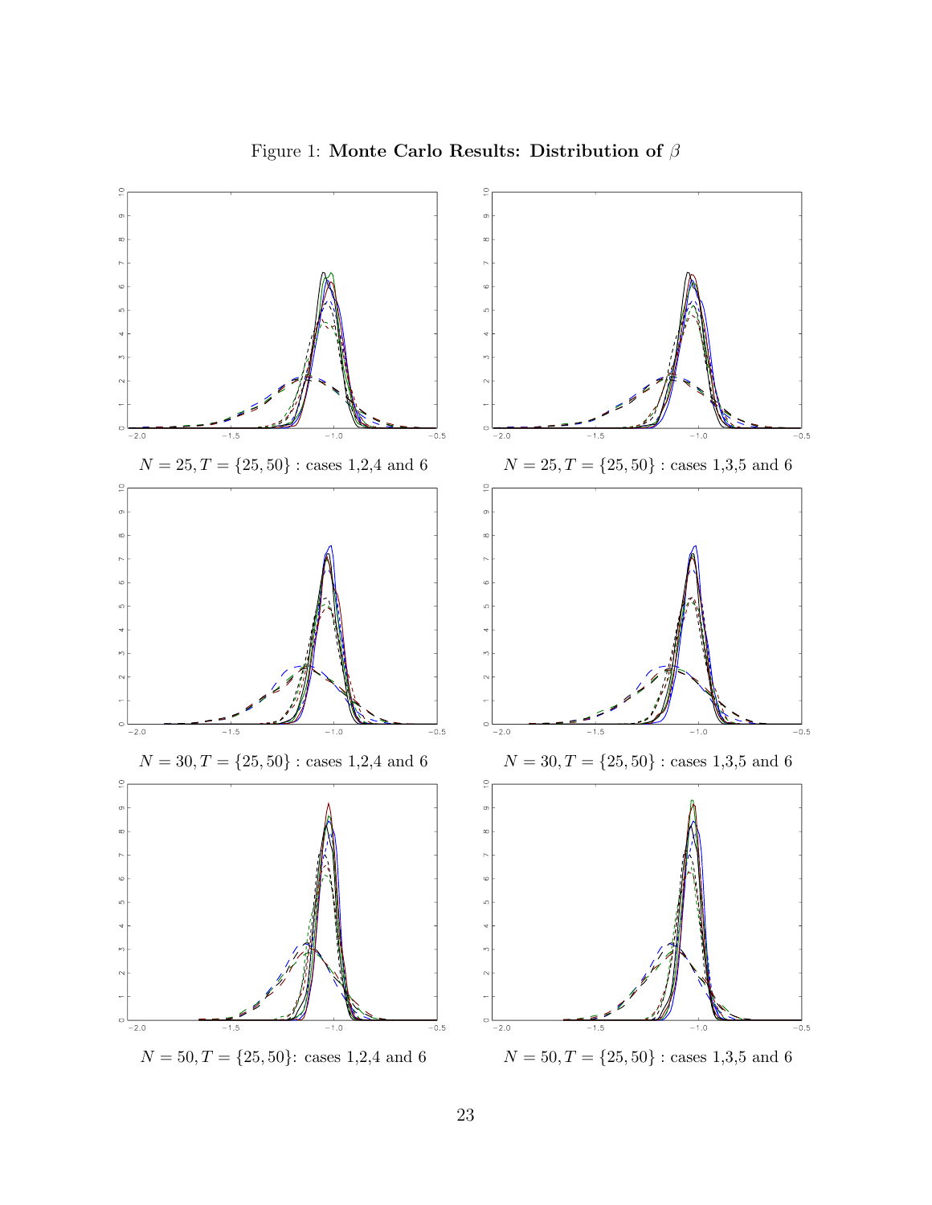Figure 1: **Monte Carlo Results: Distribution of** $\beta$

$N = 25, T = \{25, 50\}$ : cases 1,2,4 and 6

$N = 25, T = \{25, 50\}$ : cases 1,3,5 and 6

$N = 30, T = \{25, 50\}$ : cases 1,2,4 and 6

$N = 30, T = \{25, 50\}$ : cases 1,3,5 and 6

$N = 50, T = \{25, 50\}$: cases 1,2,4 and 6

$N = 50, T = \{25, 50\}$ : cases 1,3,5 and 6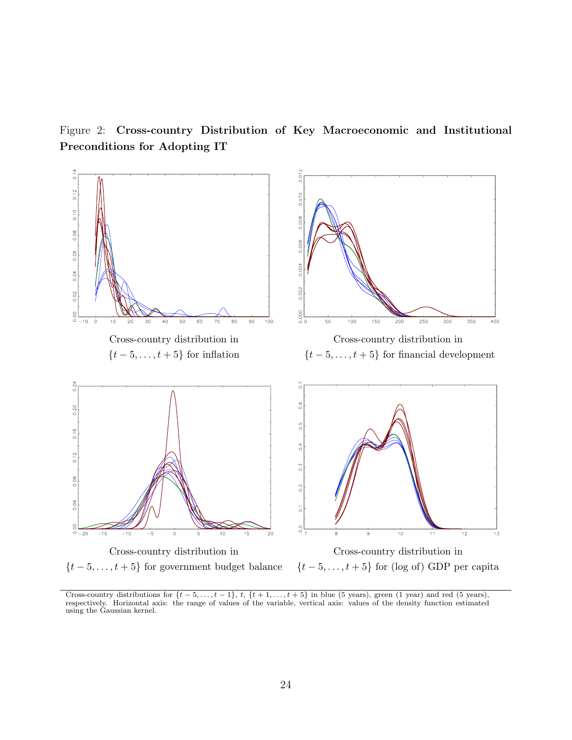Figure 2: **Cross-country Distribution of Key Macroeconomic and Institutional Preconditions for Adopting IT**

Cross-country distribution in $\{t-5, \ldots, t+5\}$ for inflation

Cross-country distribution in $\{t-5, \ldots, t+5\}$ for financial development

Cross-country distribution in $\{t-5, \ldots, t+5\}$ for government budget balance

Cross-country distribution in $\{t-5, \ldots, t+5\}$ for (log of) GDP per capita

Cross-country distributions for $\{t-5, \ldots, t-1\}$, $t$, $\{t+1, \ldots, t+5\}$ in blue (5 years), green (1 year) and red (5 years), respectively. Horizontal axis: the range of values of the variable, vertical axis: values of the density function estimated using the Gaussian kernel.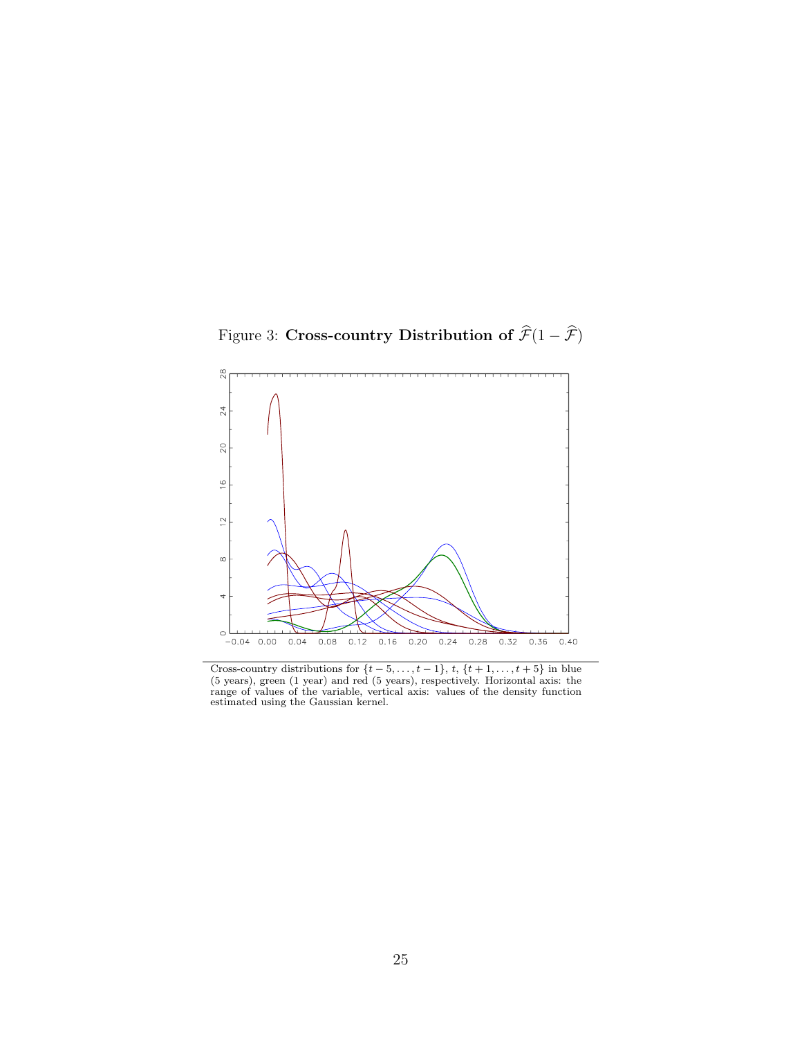Figure 3: **Cross-country Distribution of $\widehat{\mathcal{F}}(1-\widehat{\mathcal{F}})$**

Cross-country distributions for $\{t-5,\ldots,t-1\}$, $t$, $\{t+1,\ldots,t+5\}$ in blue (5 years), green (1 year) and red (5 years), respectively. Horizontal axis: the range of values of the variable, vertical axis: values of the density function estimated using the Gaussian kernel.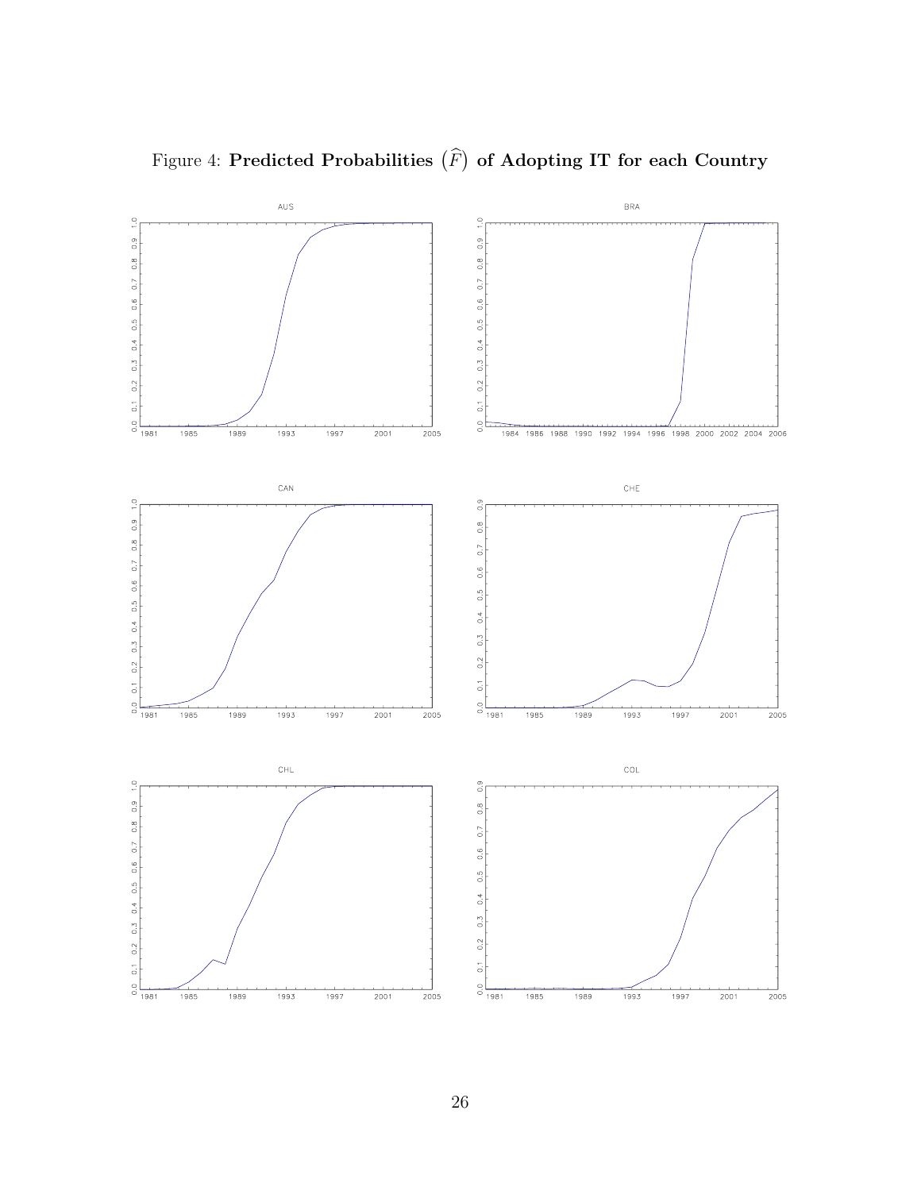Figure 4: **Predicted Probabilities $\left(\widehat{F}\right)$ of Adopting IT for each Country**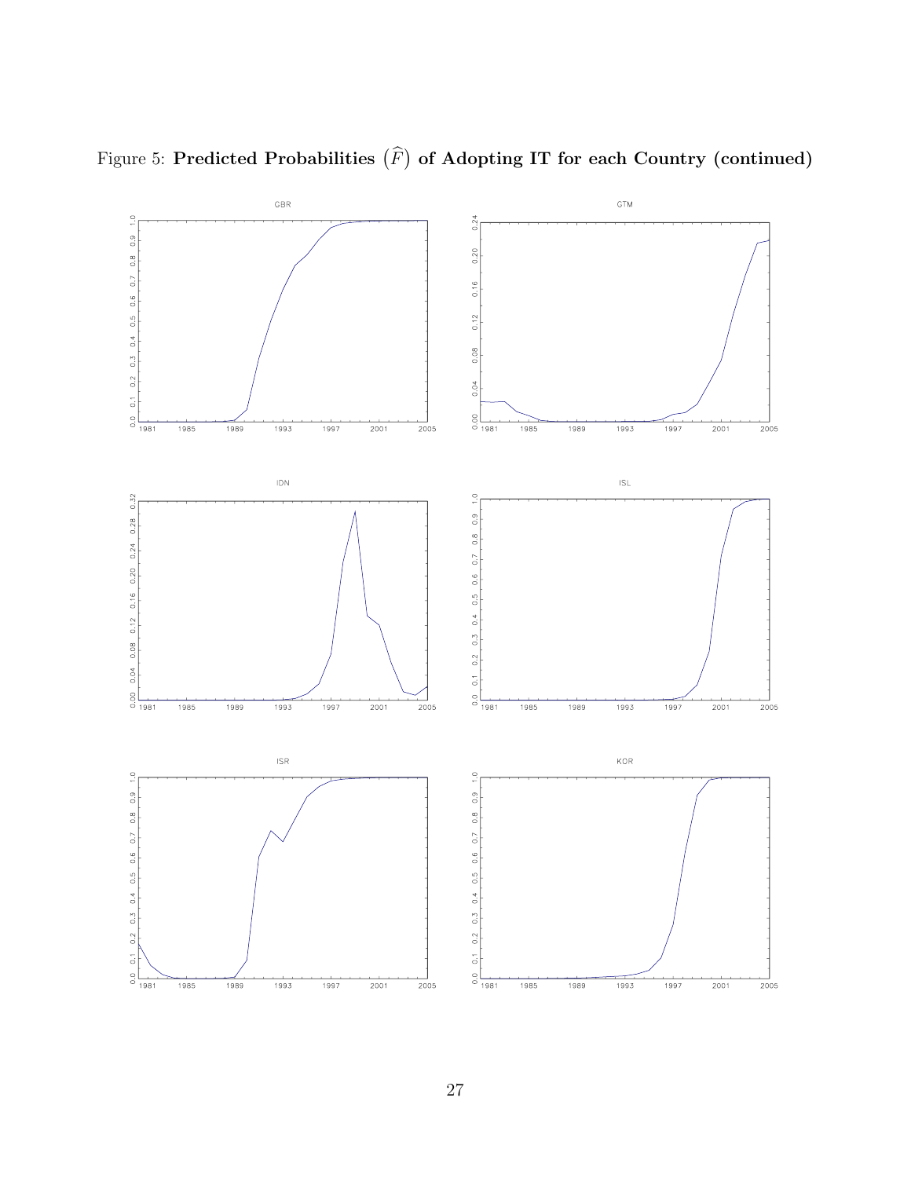Figure 5: **Predicted Probabilities $\left(\widehat{F}\right)$ of Adopting IT for each Country (continued)**

GBR

GTM

IDN

ISL

ISR

KOR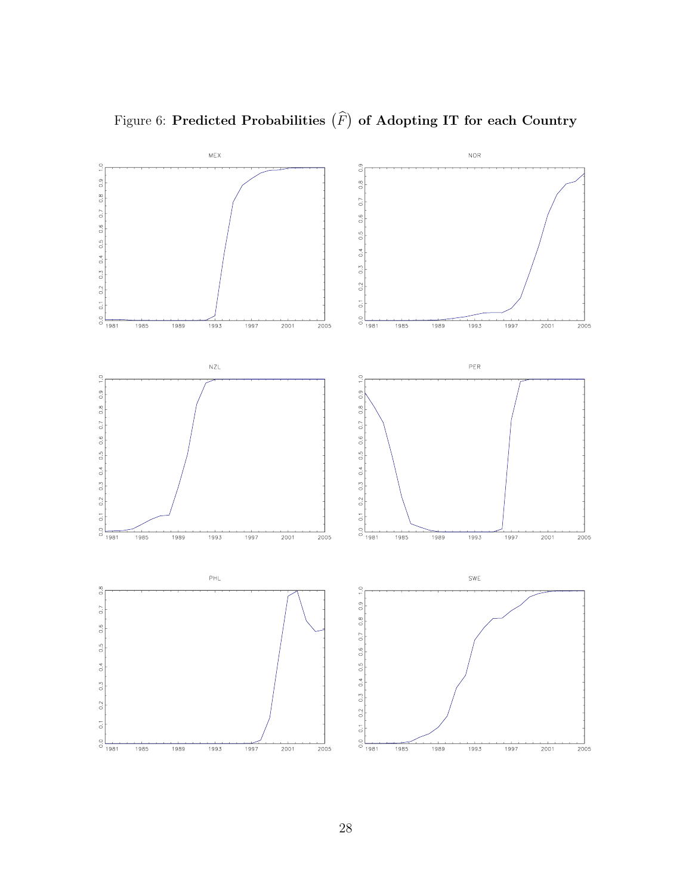Figure 6: **Predicted Probabilities $\left(\widehat{F}\right)$ of Adopting IT for each Country**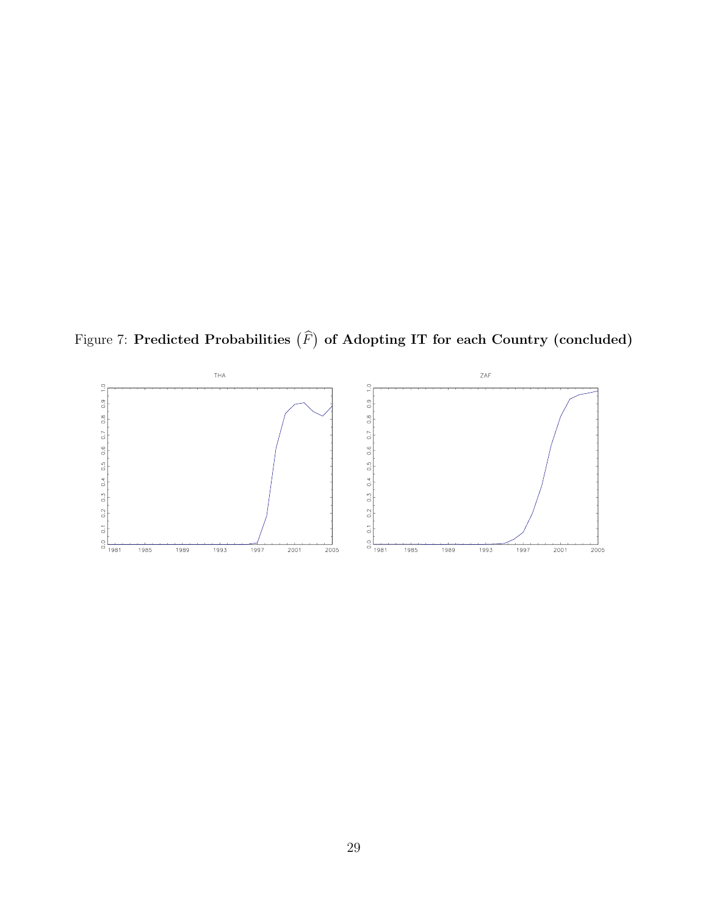Figure 7: **Predicted Probabilities $\left(\widehat{F}\right)$ of Adopting IT for each Country (concluded)**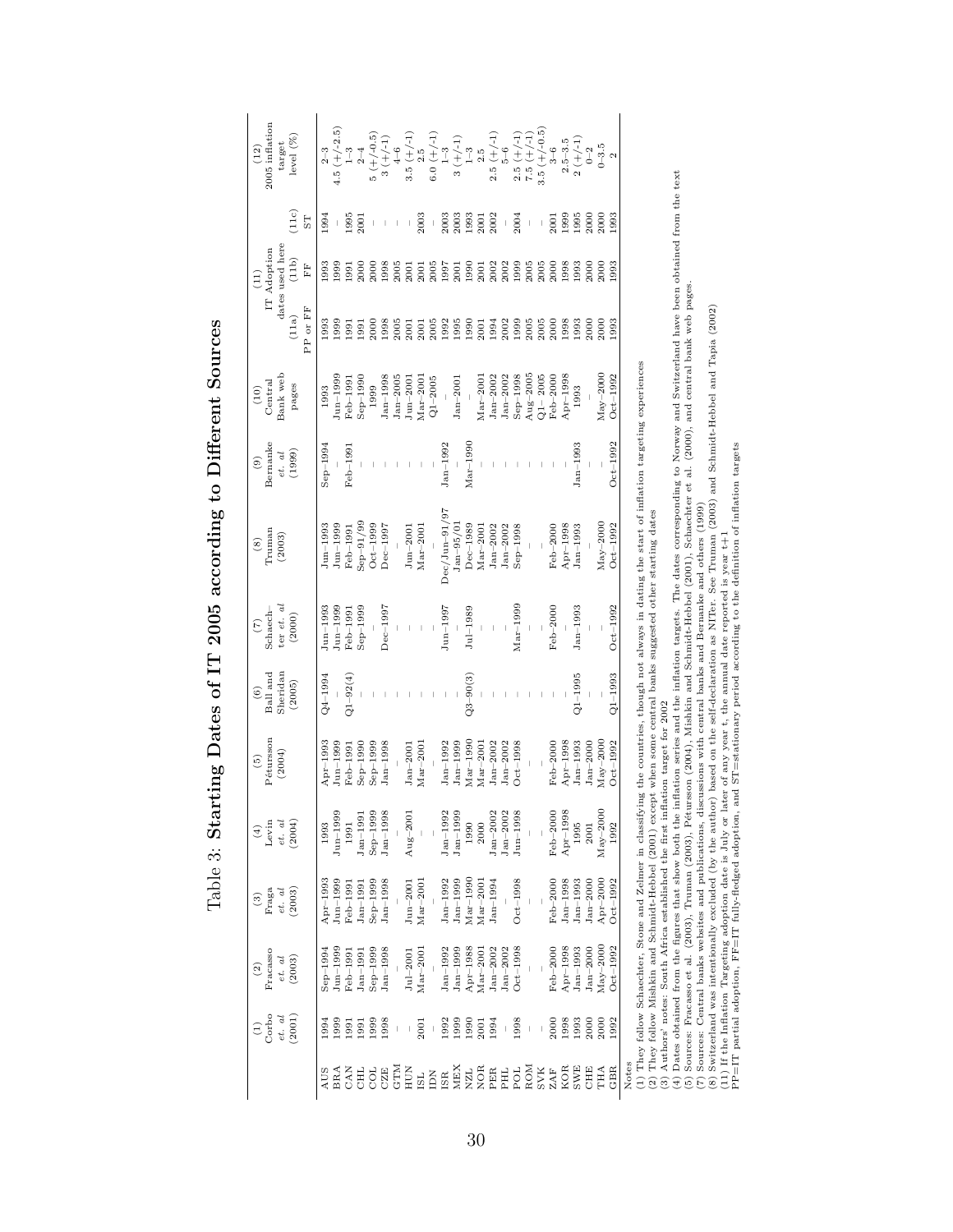# Table 3: **Starting Dates of IT 2005 according to Different Sources**

| | (1) Corbo *et. al* (2001) | (2) Fracasso *et. al* (2003) | (3) Fraga *et. al* (2003) | (4) Levin *et. al* (2004) | (5) Pétursson (2004) | (6) Ball and Sheridan (2005) | (7) Schaechter *et. al* (2000) | (8) Truman (2003) | (9) Bernanke *et. al* (1999) | (10) Central Bank web pages | (11) IT Adoption dates used here (11a) PP or FF | (11b) FF | (11c) ST | (12) 2005 inflation target level (%) |
|---|---|---|---|---|---|---|---|---|---|---|---|---|---|---|
| AUS | 1994 | Sep–1994 | Apr–1993 | 1993 | Apr–1993 | Q4–1994 | Jun–1993 | Jun–1993 | Sep–1994 | 1993 | 1993 | 1993 | 1994 | 2–3 |
| BRA | 1999 | Jun–1999 | Jun–1999 | Jun–1999 | Jun–1999 | – | Jun–1999 | Jun–1999 | – | Jun–1999 | 1999 | 1999 | – | 4.5 (+/-2.5) |
| CAN | 1991 | Feb–1991 | Feb–1991 | 1991 | Feb–1991 | Q1–92(4) | Feb–1991 | Feb–1991 | Feb–1991 | Feb–1991 | 1991 | 1991 | 1995 | 1–3 |
| CHL | 1991 | Jan–1991 | Jan–1991 | Jan–1991 | Sep–1990 | – | Sep–1999 | Sep–91/99 | – | Sep–1990 | 1991 | 2000 | 2001 | 2–4 |
| COL | 1999 | Sep–1999 | Sep–1999 | Sep–1999 | Sep–1999 | – | – | Oct–1999 | – | 1999 | 2000 | 2000 | – | 5 (+/-0.5) |
| CZE | 1998 | Jan–1998 | Jan–1998 | Jan–1998 | Jan–1998 | – | Dec–1997 | Dec–1997 | – | Jan–1998 | 1998 | 1998 | – | 3 (+/-1) |
| GTM | – | – | – | – | – | – | – | – | – | Jan–2005 | 2005 | 2005 | – | 4–6 |
| HUN | – | Jul–2001 | Jun–2001 | Aug–2001 | Jan–2001 | – | – | Jun–2001 | – | Jun–2001 | 2001 | 2001 | – | 3.5 (+/-1) |
| ISL | 2001 | Mar–2001 | Mar–2001 | – | Mar–2001 | – | – | Mar–2001 | – | Mar–2001 | 2001 | 2001 | 2003 | 2.5 |
| IDN | – | – | – | – | – | – | – | – | – | Q1–2005 | 2005 | 2005 | – | 6.0 (+/-1) |
| ISR | 1992 | Jan–1992 | Jan–1992 | Jan–1992 | Jan–1992 | – | Jun–1997 | Dec/Jun–91/97 | Jan–1992 | – | 1992 | 1997 | 2003 | 1–3 |
| MEX | 1999 | Jan–1999 | Jan–1999 | Jan–1999 | Jan–1999 | – | – | Jan–95/01 | – | Jan–2001 | 1995 | 2001 | 2003 | 3 (+/-1) |
| NZL | 1990 | Apr–1988 | Mar–1990 | 1990 | Mar–1990 | Q3–90(3) | Jul–1989 | Dec–1989 | Mar–1990 | – | 1990 | 1990 | 1993 | 1–3 |
| NOR | 2001 | Mar–2001 | Mar–2001 | 2000 | Mar–2001 | – | – | Mar–2001 | – | Mar–2001 | 2001 | 2001 | 2001 | 2.5 |
| PER | 1994 | Jan–2002 | Jan–1994 | Jan–2002 | Jan–2002 | – | – | Jan–2002 | – | Jan–2002 | 1994 | 2002 | 2002 | 2.5 (+/-1) |
| PHL | – | Jan–2002 | – | Jan–2002 | Jan–2002 | – | – | Jan–2002 | – | Jan–2002 | 2002 | 2002 | – | 5–6 |
| POL | 1998 | Oct–1998 | Oct–1998 | Jun–1998 | Oct–1998 | – | Mar–1999 | Sep–1998 | – | Sep–1998 | 1999 | 1999 | 2004 | 2.5 (+/-1) |
| ROM | – | – | – | – | – | – | – | – | – | Aug–2005 | 2005 | 2005 | – | 7.5 (+/-1) |
| SVK | – | – | – | – | – | – | – | – | – | Q1–2005 | 2005 | 2005 | – | 3.5 (+/-0.5) |
| ZAF | 2000 | Feb–2000 | Feb–2000 | Feb–2000 | Feb–2000 | – | Feb–2000 | Feb–2000 | – | Feb–2000 | 2000 | 2000 | 2001 | 3–6 |
| KOR | 1998 | Apr–1998 | Jan–1998 | Apr–1998 | Apr–1998 | – | – | Apr–1998 | – | Apr–1998 | 1998 | 1998 | 1999 | 2.5–3.5 |
| SWE | 1993 | Jan–1993 | Jan–1993 | 1995 | Jan–1993 | Q1–1995 | Jan–1993 | Jan–1993 | Jan–1993 | 1993 | 1993 | 1993 | 1995 | 2 (+/-1) |
| CHE | 2000 | Jan–2000 | Jan–2000 | 2001 | Jan–2000 | – | – | – | – | – | 2000 | 2000 | 2000 | 0–2 |
| THA | 2000 | May–2000 | Apr–2000 | May–2000 | May–2000 | – | – | May–2000 | – | May–2000 | 2000 | 2000 | 2000 | 0–3.5 |
| GBR | 1992 | Oct–1992 | Oct–1992 | 1992 | Oct–1992 | Q1–1993 | Oct–1992 | Oct–1992 | Oct–1992 | Oct–1992 | 1993 | 1993 | 1993 | 2 |

Notes

(1) They follow Schaechter, Stone and Zelmer in classifying the countries, though not always in dating the start of inflation targeting experiences

(2) They follow Mishkin and Schmidt-Hebbel (2001) except when some central banks suggested other starting dates

(3) Authors' notes: South Africa established the first inflation target for 2002

(4) Dates obtained from the figures that show both the inflation series and the inflation targets. The dates corresponding to Norway and Switzerland have been obtained from the text

(5) Sources: Fracasso et al. (2003), Truman (2003), Pétursson (2004), Mishkin and Schmidt-Hebbel (2001), Schaechter et al. (2000), and central bank web pages.

(7) Sources: Central banks websites and publications, discussions with central banks and Bernanke and others (1999)

(8) Switzerland was intentionally excluded (by the author) based on the self-declaration as NITer. See Truman (2003) and Schmidt-Hebbel and Tapia (2002)

(11) If the Inflation Targeting adoption date is July or later of any year t, the annual date reported is year t+1

PP=IT partial adoption, FF=IT fully-fledged adoption, and ST=stationary period according to the definition of inflation targets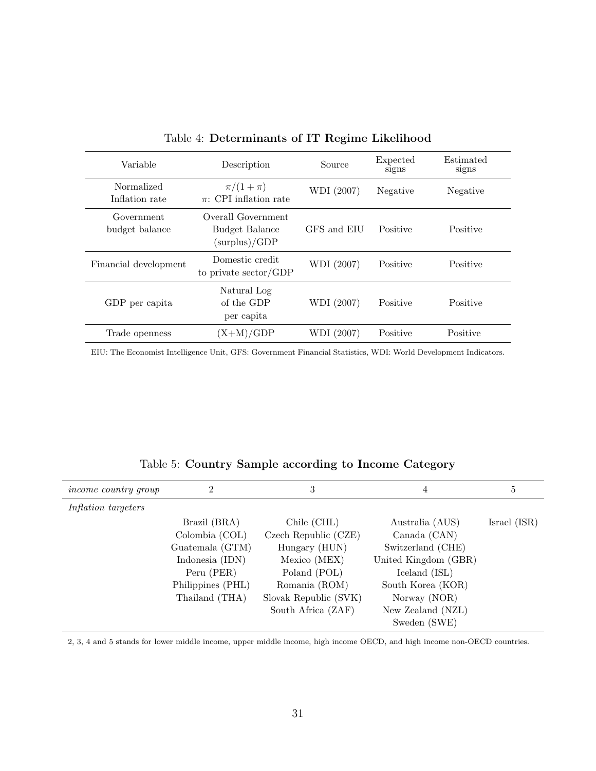Table 4: **Determinants of IT Regime Likelihood**

| Variable | Description | Source | Expected signs | Estimated signs |
|---|---|---|---|---|
| Normalized Inflation rate | $\pi/(1+\pi)$ $\pi$: CPI inflation rate | WDI (2007) | Negative | Negative |
| Government budget balance | Overall Government Budget Balance (surplus)/GDP | GFS and EIU | Positive | Positive |
| Financial development | Domestic credit to private sector/GDP | WDI (2007) | Positive | Positive |
| GDP per capita | Natural Log of the GDP per capita | WDI (2007) | Positive | Positive |
| Trade openness | (X+M)/GDP | WDI (2007) | Positive | Positive |

EIU: The Economist Intelligence Unit, GFS: Government Financial Statistics, WDI: World Development Indicators.

Table 5: **Country Sample according to Income Category**

| *income country group* | 2 | 3 | 4 | 5 |
|---|---|---|---|---|
| *Inflation targeters* | | | | |
| | Brazil (BRA) | Chile (CHL) | Australia (AUS) | Israel (ISR) |
| | Colombia (COL) | Czech Republic (CZE) | Canada (CAN) | |
| | Guatemala (GTM) | Hungary (HUN) | Switzerland (CHE) | |
| | Indonesia (IDN) | Mexico (MEX) | United Kingdom (GBR) | |
| | Peru (PER) | Poland (POL) | Iceland (ISL) | |
| | Philippines (PHL) | Romania (ROM) | South Korea (KOR) | |
| | Thailand (THA) | Slovak Republic (SVK) | Norway (NOR) | |
| | | South Africa (ZAF) | New Zealand (NZL) | |
| | | | Sweden (SWE) | |

2, 3, 4 and 5 stands for lower middle income, upper middle income, high income OECD, and high income non-OECD countries.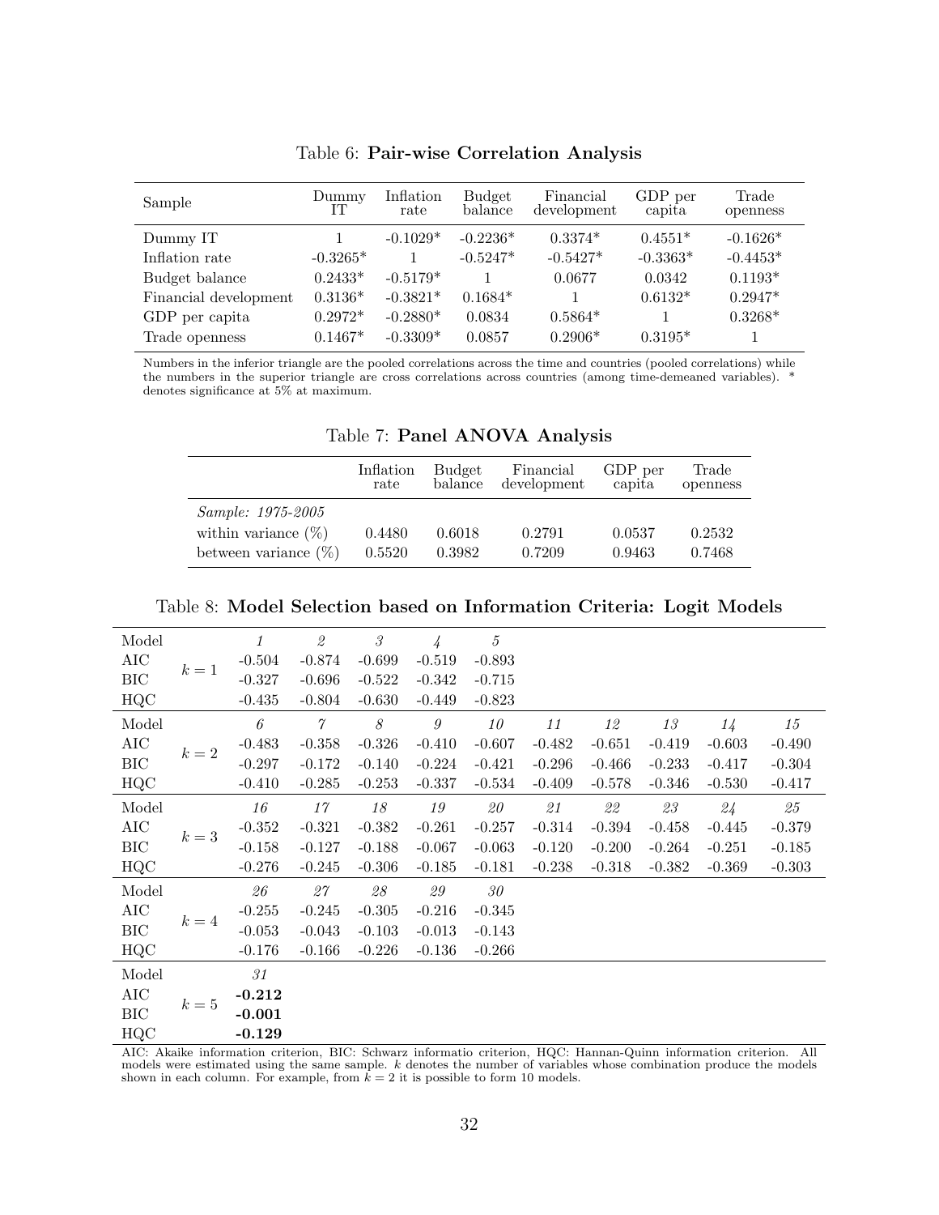Table 6: **Pair-wise Correlation Analysis**

| Sample | Dummy IT | Inflation rate | Budget balance | Financial development | GDP per capita | Trade openness |
|---|---|---|---|---|---|---|
| Dummy IT | 1 | -0.1029* | -0.2236* | 0.3374* | 0.4551* | -0.1626* |
| Inflation rate | -0.3265* | 1 | -0.5247* | -0.5427* | -0.3363* | -0.4453* |
| Budget balance | 0.2433* | -0.5179* | 1 | 0.0677 | 0.0342 | 0.1193* |
| Financial development | 0.3136* | -0.3821* | 0.1684* | 1 | 0.6132* | 0.2947* |
| GDP per capita | 0.2972* | -0.2880* | 0.0834 | 0.5864* | 1 | 0.3268* |
| Trade openness | 0.1467* | -0.3309* | 0.0857 | 0.2906* | 0.3195* | 1 |

Numbers in the inferior triangle are the pooled correlations across the time and countries (pooled correlations) while the numbers in the superior triangle are cross correlations across countries (among time-demeaned variables). * denotes significance at 5% at maximum.

Table 7: **Panel ANOVA Analysis**

| | Inflation rate | Budget balance | Financial development | GDP per capita | Trade openness |
|---|---|---|---|---|---|
| *Sample: 1975-2005* | | | | | |
| within variance (%) | 0.4480 | 0.6018 | 0.2791 | 0.0537 | 0.2532 |
| between variance (%) | 0.5520 | 0.3982 | 0.7209 | 0.9463 | 0.7468 |

Table 8: **Model Selection based on Information Criteria: Logit Models**

| Model | | *1* | *2* | *3* | *4* | *5* | | | | | |
|---|---|---|---|---|---|---|---|---|---|---|---|
| AIC | $k = 1$ | -0.504 | -0.874 | -0.699 | -0.519 | -0.893 | | | | | |
| BIC | | -0.327 | -0.696 | -0.522 | -0.342 | -0.715 | | | | | |
| HQC | | -0.435 | -0.804 | -0.630 | -0.449 | -0.823 | | | | | |
| Model | | *6* | *7* | *8* | *9* | *10* | *11* | *12* | *13* | *14* | *15* |
| AIC | $k = 2$ | -0.483 | -0.358 | -0.326 | -0.410 | -0.607 | -0.482 | -0.651 | -0.419 | -0.603 | -0.490 |
| BIC | | -0.297 | -0.172 | -0.140 | -0.224 | -0.421 | -0.296 | -0.466 | -0.233 | -0.417 | -0.304 |
| HQC | | -0.410 | -0.285 | -0.253 | -0.337 | -0.534 | -0.409 | -0.578 | -0.346 | -0.530 | -0.417 |
| Model | | *16* | *17* | *18* | *19* | *20* | *21* | *22* | *23* | *24* | *25* |
| AIC | $k = 3$ | -0.352 | -0.321 | -0.382 | -0.261 | -0.257 | -0.314 | -0.394 | -0.458 | -0.445 | -0.379 |
| BIC | | -0.158 | -0.127 | -0.188 | -0.067 | -0.063 | -0.120 | -0.200 | -0.264 | -0.251 | -0.185 |
| HQC | | -0.276 | -0.245 | -0.306 | -0.185 | -0.181 | -0.238 | -0.318 | -0.382 | -0.369 | -0.303 |
| Model | | *26* | *27* | *28* | *29* | *30* | | | | | |
| AIC | $k = 4$ | -0.255 | -0.245 | -0.305 | -0.216 | -0.345 | | | | | |
| BIC | | -0.053 | -0.043 | -0.103 | -0.013 | -0.143 | | | | | |
| HQC | | -0.176 | -0.166 | -0.226 | -0.136 | -0.266 | | | | | |
| Model | | *31* | | | | | | | | | |
| AIC | $k = 5$ | **-0.212** | | | | | | | | | |
| BIC | | **-0.001** | | | | | | | | | |
| HQC | | **-0.129** | | | | | | | | | |

AIC: Akaike information criterion, BIC: Schwarz informatio criterion, HQC: Hannan-Quinn information criterion. All models were estimated using the same sample. $k$ denotes the number of variables whose combination produce the models shown in each column. For example, from $k = 2$ it is possible to form 10 models.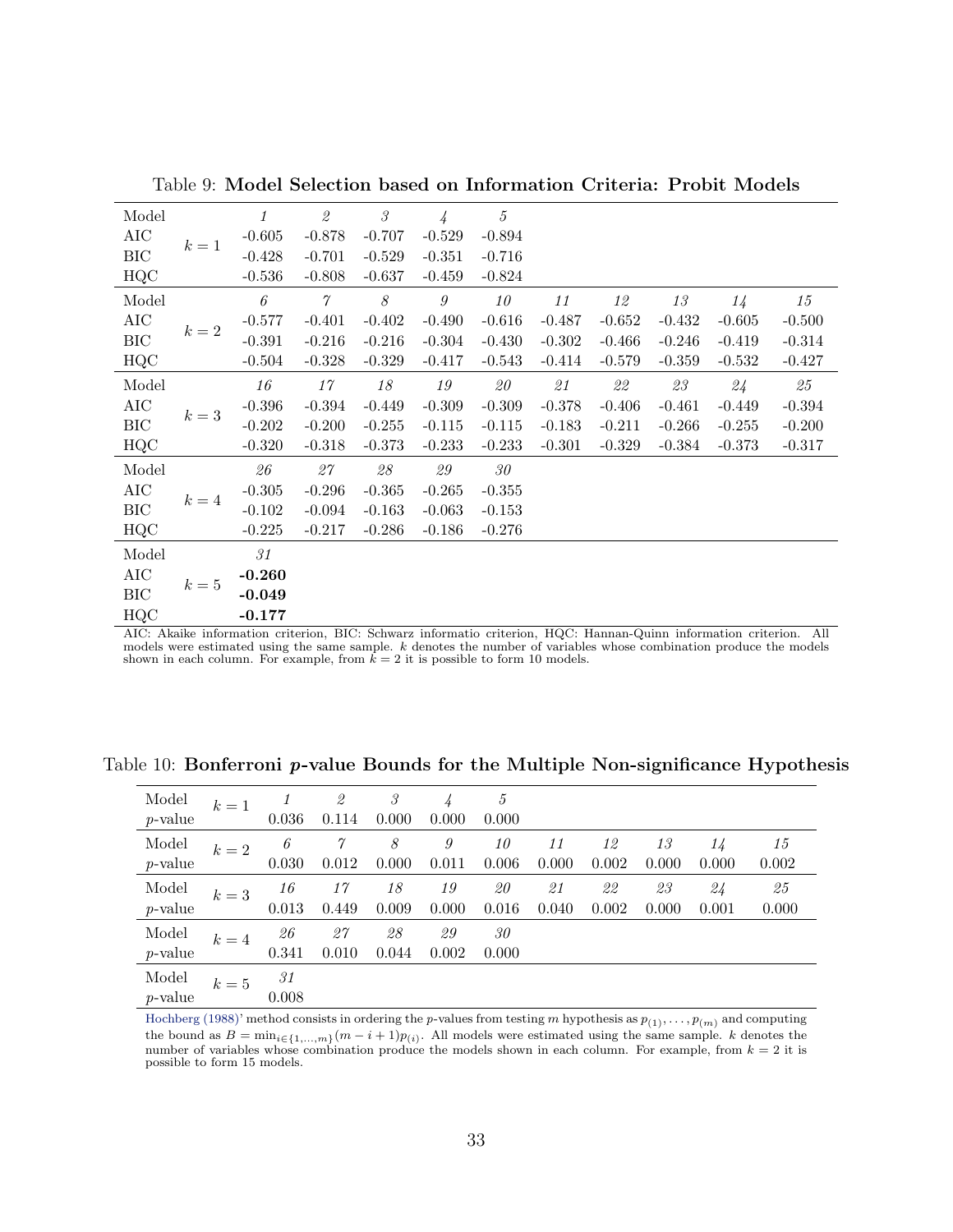Table 9: **Model Selection based on Information Criteria: Probit Models**

| Model | | *1* | *2* | *3* | *4* | *5* | | | | | |
|---|---|---|---|---|---|---|---|---|---|---|---|
| AIC | $k=1$ | -0.605 | -0.878 | -0.707 | -0.529 | -0.894 | | | | | |
| BIC | | -0.428 | -0.701 | -0.529 | -0.351 | -0.716 | | | | | |
| HQC | | -0.536 | -0.808 | -0.637 | -0.459 | -0.824 | | | | | |
| Model | | *6* | *7* | *8* | *9* | *10* | *11* | *12* | *13* | *14* | *15* |
| AIC | $k=2$ | -0.577 | -0.401 | -0.402 | -0.490 | -0.616 | -0.487 | -0.652 | -0.432 | -0.605 | -0.500 |
| BIC | | -0.391 | -0.216 | -0.216 | -0.304 | -0.430 | -0.302 | -0.466 | -0.246 | -0.419 | -0.314 |
| HQC | | -0.504 | -0.328 | -0.329 | -0.417 | -0.543 | -0.414 | -0.579 | -0.359 | -0.532 | -0.427 |
| Model | | *16* | *17* | *18* | *19* | *20* | *21* | *22* | *23* | *24* | *25* |
| AIC | $k=3$ | -0.396 | -0.394 | -0.449 | -0.309 | -0.309 | -0.378 | -0.406 | -0.461 | -0.449 | -0.394 |
| BIC | | -0.202 | -0.200 | -0.255 | -0.115 | -0.115 | -0.183 | -0.211 | -0.266 | -0.255 | -0.200 |
| HQC | | -0.320 | -0.318 | -0.373 | -0.233 | -0.233 | -0.301 | -0.329 | -0.384 | -0.373 | -0.317 |
| Model | | *26* | *27* | *28* | *29* | *30* | | | | | |
| AIC | $k=4$ | -0.305 | -0.296 | -0.365 | -0.265 | -0.355 | | | | | |
| BIC | | -0.102 | -0.094 | -0.163 | -0.063 | -0.153 | | | | | |
| HQC | | -0.225 | -0.217 | -0.286 | -0.186 | -0.276 | | | | | |
| Model | | *31* | | | | | | | | | |
| AIC | $k=5$ | **-0.260** | | | | | | | | | |
| BIC | | **-0.049** | | | | | | | | | |
| HQC | | **-0.177** | | | | | | | | | |

AIC: Akaike information criterion, BIC: Schwarz informatio criterion, HQC: Hannan-Quinn information criterion. All models were estimated using the same sample. $k$ denotes the number of variables whose combination produce the models shown in each column. For example, from $k=2$ it is possible to form 10 models.

Table 10: **Bonferroni *p*-value Bounds for the Multiple Non-significance Hypothesis**

| Model | $k=1$ | *1* | *2* | *3* | *4* | *5* | | | | | |
|---|---|---|---|---|---|---|---|---|---|---|---|
| $p$-value | | 0.036 | 0.114 | 0.000 | 0.000 | 0.000 | | | | | |
| Model | $k=2$ | *6* | *7* | *8* | *9* | *10* | *11* | *12* | *13* | *14* | *15* |
| $p$-value | | 0.030 | 0.012 | 0.000 | 0.011 | 0.006 | 0.000 | 0.002 | 0.000 | 0.000 | 0.002 |
| Model | $k=3$ | *16* | *17* | *18* | *19* | *20* | *21* | *22* | *23* | *24* | *25* |
| $p$-value | | 0.013 | 0.449 | 0.009 | 0.000 | 0.016 | 0.040 | 0.002 | 0.000 | 0.001 | 0.000 |
| Model | $k=4$ | *26* | *27* | *28* | *29* | *30* | | | | | |
| $p$-value | | 0.341 | 0.010 | 0.044 | 0.002 | 0.000 | | | | | |
| Model | $k=5$ | *31* | | | | | | | | | |
| $p$-value | | 0.008 | | | | | | | | | |

Hochberg (1988)' method consists in ordering the $p$-values from testing $m$ hypothesis as $p_{(1)}, \ldots, p_{(m)}$ and computing the bound as $B = \min_{i \in \{1,\ldots,m\}}(m-i+1)p_{(i)}$. All models were estimated using the same sample. $k$ denotes the number of variables whose combination produce the models shown in each column. For example, from $k=2$ it is possible to form 15 models.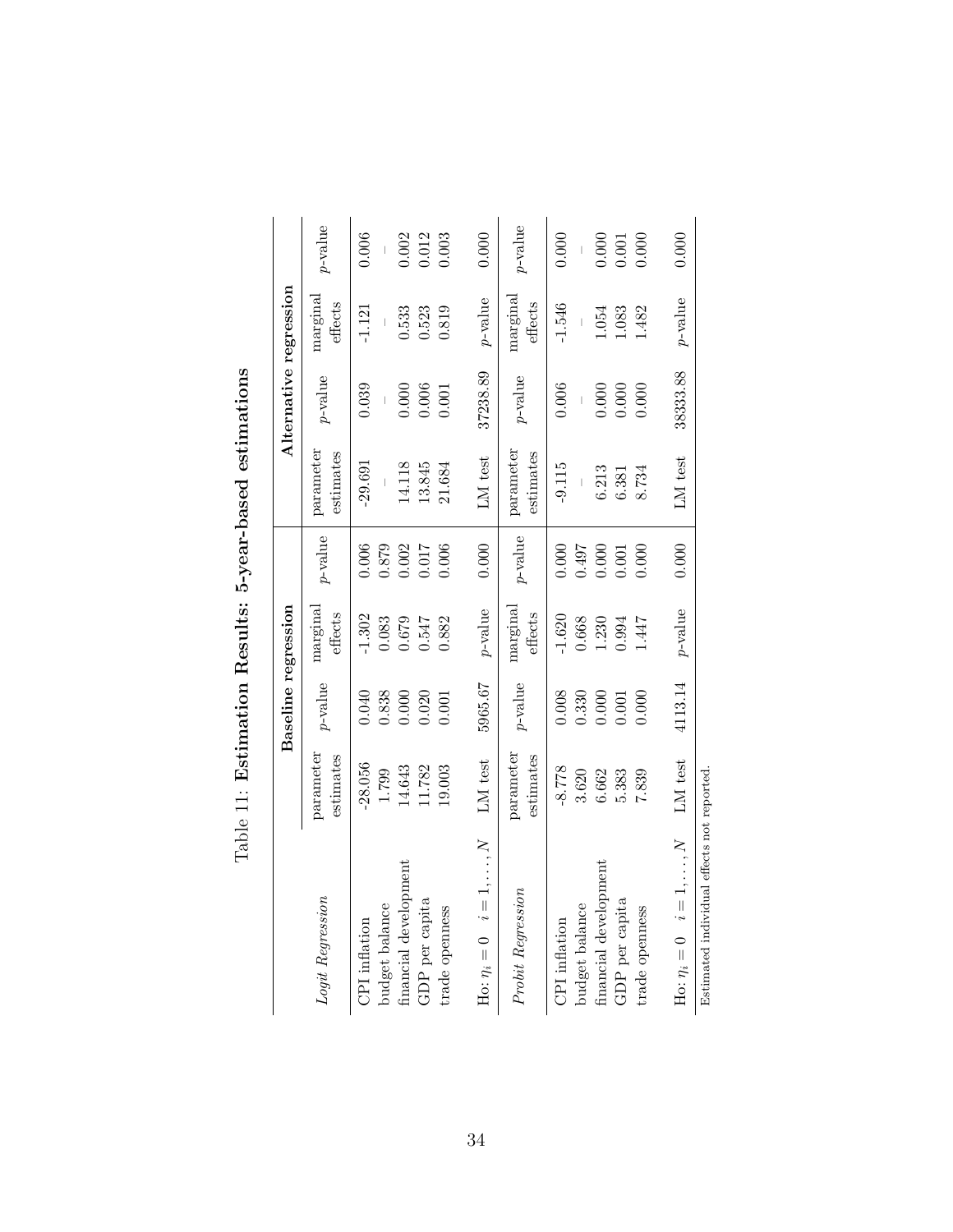Table 11: **Estimation Results: 5-year-based estimations**

| | **Baseline regression** | | | | **Alternative regression** | | | |
|---|---|---|---|---|---|---|---|---|
| *Logit Regression* | parameter estimates | $p$-value | marginal effects | $p$-value | parameter estimates | $p$-value | marginal effects | $p$-value |
| CPI inflation | -28.056 | 0.040 | -1.302 | 0.006 | -29.691 | 0.039 | -1.121 | 0.006 |
| budget balance | 1.799 | 0.838 | 0.083 | 0.879 | – | – | – | – |
| financial development | 14.643 | 0.000 | 0.679 | 0.002 | 14.118 | 0.000 | 0.533 | 0.002 |
| GDP per capita | 11.782 | 0.020 | 0.547 | 0.017 | 13.845 | 0.006 | 0.523 | 0.012 |
| trade openness | 19.003 | 0.001 | 0.882 | 0.006 | 21.684 | 0.001 | 0.819 | 0.003 |
| Ho: $\eta_i = 0 \quad i = 1, \ldots, N$ | LM test | 5965.67 | $p$-value | 0.000 | LM test | 37238.89 | $p$-value | 0.000 |
| *Probit Regression* | parameter estimates | $p$-value | marginal effects | $p$-value | parameter estimates | $p$-value | marginal effects | $p$-value |
| CPI inflation | -8.778 | 0.008 | -1.620 | 0.000 | -9.115 | 0.006 | -1.546 | 0.000 |
| budget balance | 3.620 | 0.330 | 0.668 | 0.497 | – | – | – | – |
| financial development | 6.662 | 0.000 | 1.230 | 0.000 | 6.213 | 0.000 | 1.054 | 0.000 |
| GDP per capita | 5.383 | 0.001 | 0.994 | 0.001 | 6.381 | 0.000 | 1.083 | 0.001 |
| trade openness | 7.839 | 0.000 | 1.447 | 0.000 | 8.734 | 0.000 | 1.482 | 0.000 |
| Ho: $\eta_i = 0 \quad i = 1, \ldots, N$ | LM test | 4113.14 | $p$-value | 0.000 | LM test | 38333.88 | $p$-value | 0.000 |

Estimated individual effects not reported.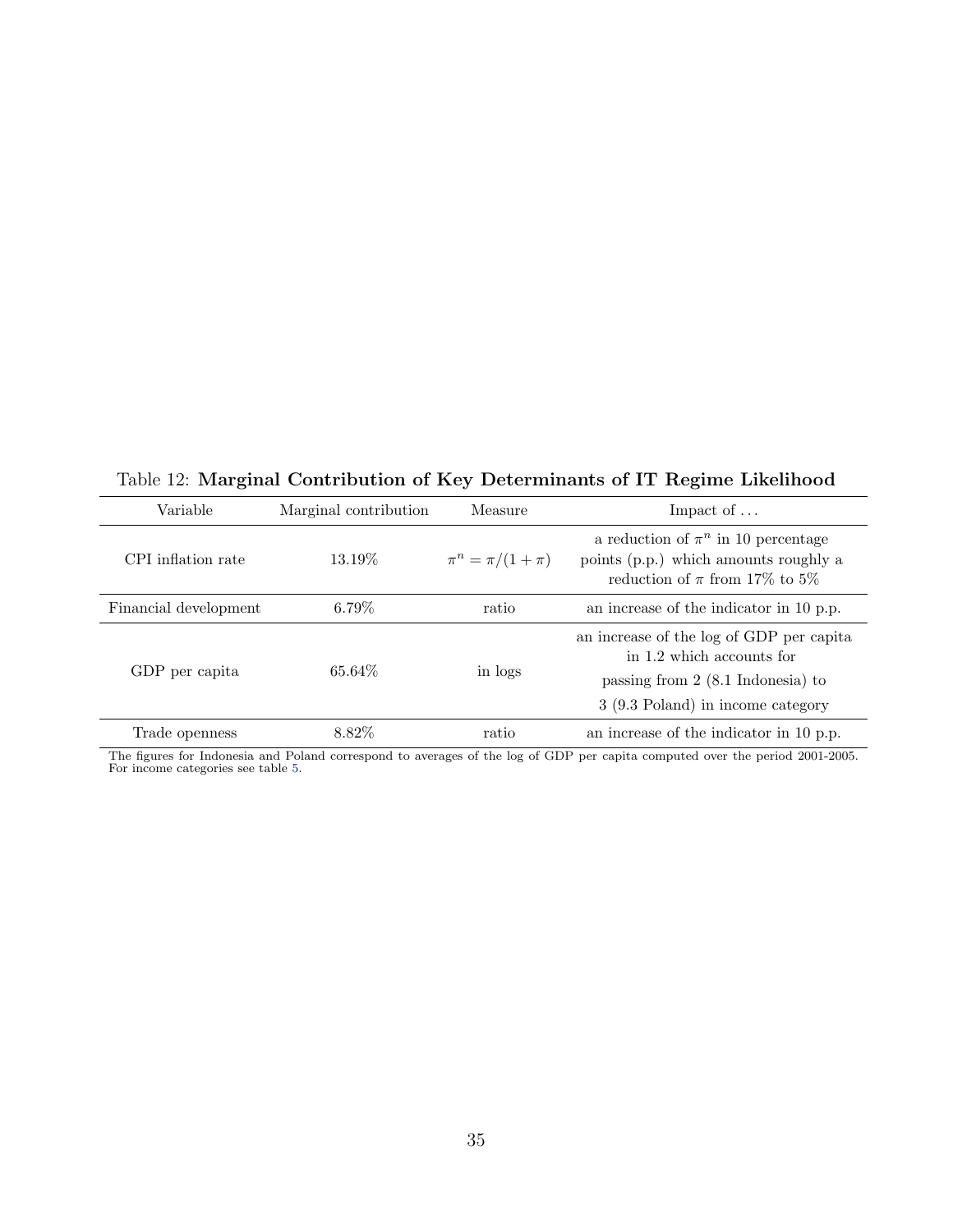Table 12: **Marginal Contribution of Key Determinants of IT Regime Likelihood**

| Variable | Marginal contribution | Measure | Impact of … |
|---|---|---|---|
| CPI inflation rate | 13.19% | $\pi^n = \pi/(1+\pi)$ | a reduction of $\pi^n$ in 10 percentage points (p.p.) which amounts roughly a reduction of $\pi$ from 17% to 5% |
| Financial development | 6.79% | ratio | an increase of the indicator in 10 p.p. |
| GDP per capita | 65.64% | in logs | an increase of the log of GDP per capita in 1.2 which accounts for passing from 2 (8.1 Indonesia) to 3 (9.3 Poland) in income category |
| Trade openness | 8.82% | ratio | an increase of the indicator in 10 p.p. |

The figures for Indonesia and Poland correspond to averages of the log of GDP per capita computed over the period 2001-2005. For income categories see table 5.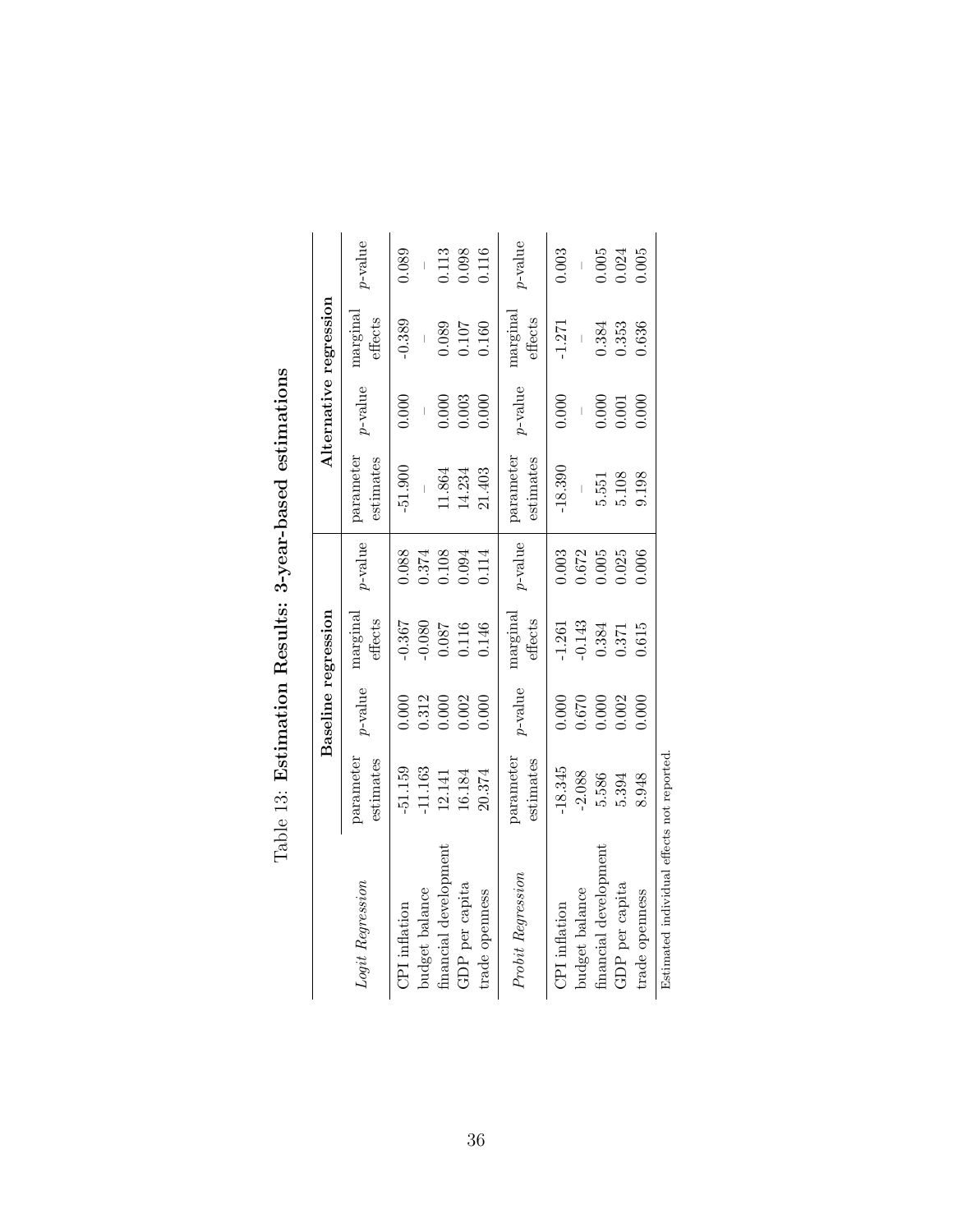Table 13: **Estimation Results: 3-year-based estimations**

| | **Baseline regression** | | | | **Alternative regression** | | | |
|---|---|---|---|---|---|---|---|---|
| *Logit Regression* | parameter estimates | *p*-value | marginal effects | *p*-value | parameter estimates | *p*-value | marginal effects | *p*-value |
| CPI inflation | -51.159 | 0.000 | -0.367 | 0.088 | -51.900 | 0.000 | -0.389 | 0.089 |
| budget balance | -11.163 | 0.312 | -0.080 | 0.374 | – | – | – | – |
| financial development | 12.141 | 0.000 | 0.087 | 0.108 | 11.864 | 0.000 | 0.089 | 0.113 |
| GDP per capita | 16.184 | 0.002 | 0.116 | 0.094 | 14.234 | 0.003 | 0.107 | 0.098 |
| trade openness | 20.374 | 0.000 | 0.146 | 0.114 | 21.403 | 0.000 | 0.160 | 0.116 |
| *Probit Regression* | parameter estimates | *p*-value | marginal effects | *p*-value | parameter estimates | *p*-value | marginal effects | *p*-value |
| CPI inflation | -18.345 | 0.000 | -1.261 | 0.003 | -18.390 | 0.000 | -1.271 | 0.003 |
| budget balance | -2.088 | 0.670 | -0.143 | 0.672 | – | – | – | – |
| financial development | 5.586 | 0.000 | 0.384 | 0.005 | 5.551 | 0.000 | 0.384 | 0.005 |
| GDP per capita | 5.394 | 0.002 | 0.371 | 0.025 | 5.108 | 0.001 | 0.353 | 0.024 |
| trade openness | 8.948 | 0.000 | 0.615 | 0.006 | 9.198 | 0.000 | 0.636 | 0.005 |

Estimated individual effects not reported.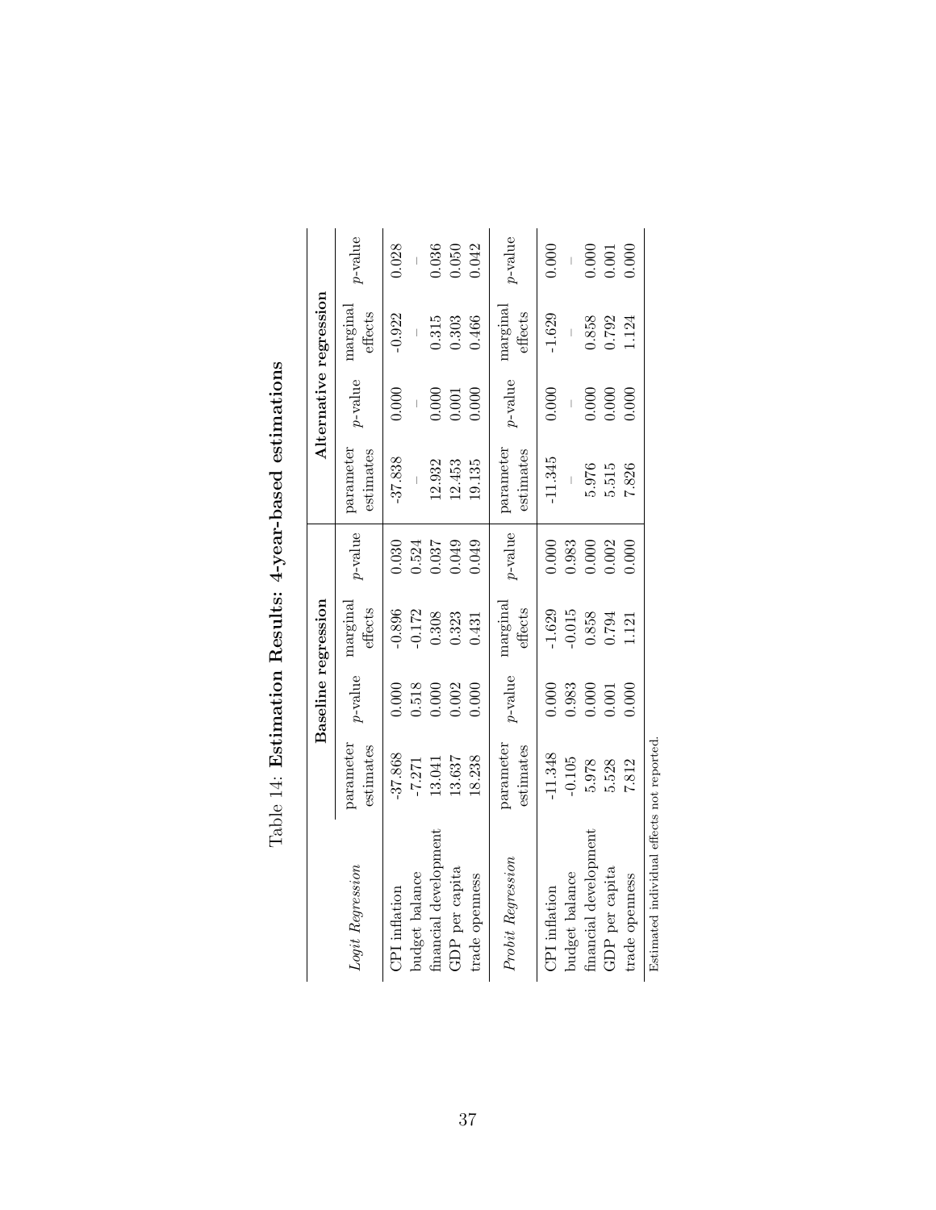Table 14: **Estimation Results: 4-year-based estimations**

| | **Baseline regression** | | | | **Alternative regression** | | | |
|---|---|---|---|---|---|---|---|---|
| *Logit Regression* | parameter estimates | $p$-value | marginal effects | $p$-value | parameter estimates | $p$-value | marginal effects | $p$-value |
| CPI inflation | -37.868 | 0.000 | -0.896 | 0.030 | -37.838 | 0.000 | -0.922 | 0.028 |
| budget balance | -7.271 | 0.518 | -0.172 | 0.524 | – | – | – | – |
| financial development | 13.041 | 0.000 | 0.308 | 0.037 | 12.932 | 0.000 | 0.315 | 0.036 |
| GDP per capita | 13.637 | 0.002 | 0.323 | 0.049 | 12.453 | 0.001 | 0.303 | 0.050 |
| trade openness | 18.238 | 0.000 | 0.431 | 0.049 | 19.135 | 0.000 | 0.466 | 0.042 |
| *Probit Regression* | parameter estimates | $p$-value | marginal effects | $p$-value | parameter estimates | $p$-value | marginal effects | $p$-value |
| CPI inflation | -11.348 | 0.000 | -1.629 | 0.000 | -11.345 | 0.000 | -1.629 | 0.000 |
| budget balance | -0.105 | 0.983 | -0.015 | 0.983 | – | – | – | – |
| financial development | 5.978 | 0.000 | 0.858 | 0.000 | 5.976 | 0.000 | 0.858 | 0.000 |
| GDP per capita | 5.528 | 0.001 | 0.794 | 0.002 | 5.515 | 0.000 | 0.792 | 0.001 |
| trade openness | 7.812 | 0.000 | 1.121 | 0.000 | 7.826 | 0.000 | 1.124 | 0.000 |

Estimated individual effects not reported.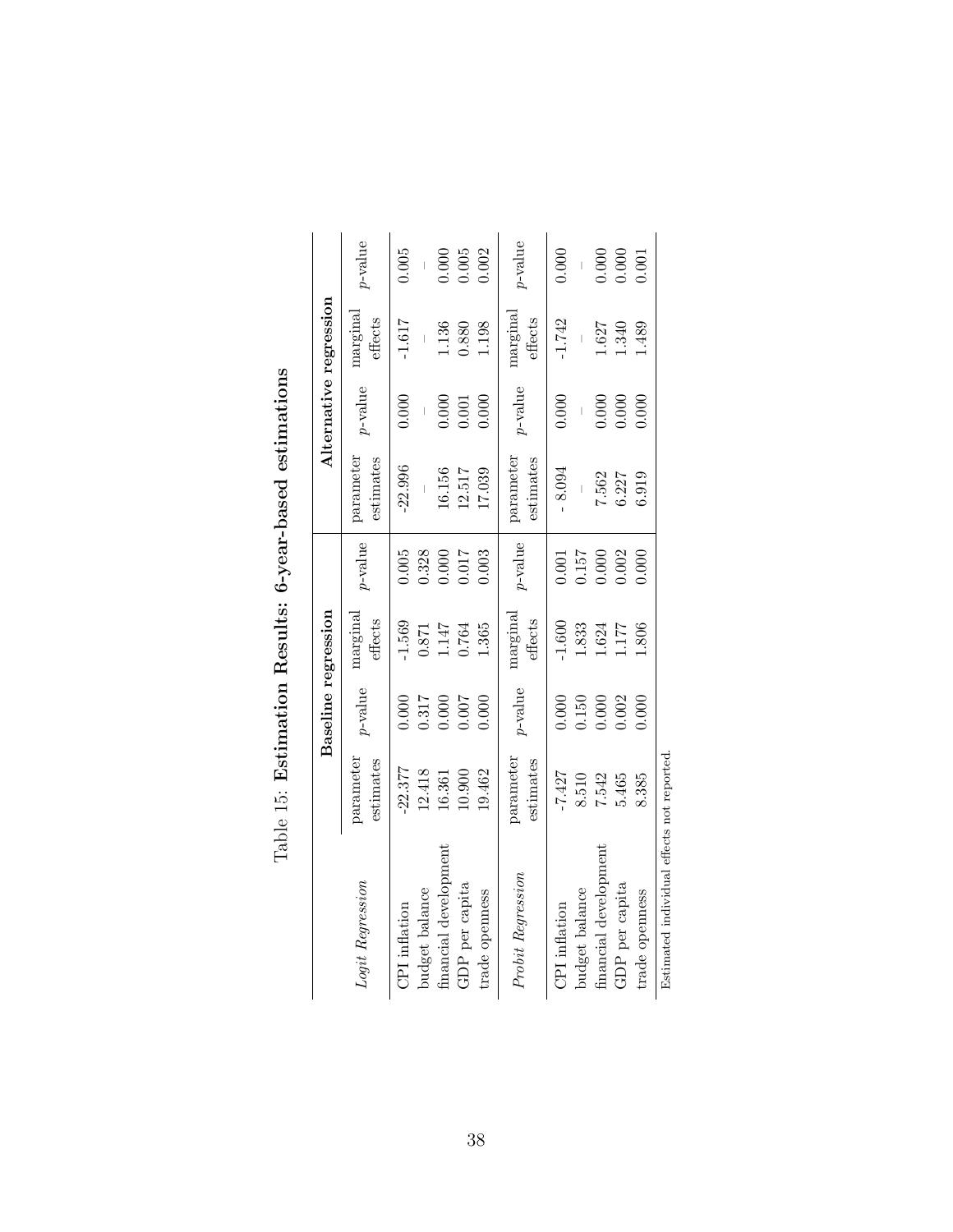Table 15: **Estimation Results: 6-year-based estimations**

| | **Baseline regression** | | | | **Alternative regression** | | | |
|---|---|---|---|---|---|---|---|---|
| *Logit Regression* | parameter estimates | *p*-value | marginal effects | *p*-value | parameter estimates | *p*-value | marginal effects | *p*-value |
| CPI inflation | -22.377 | 0.000 | -1.569 | 0.005 | -22.996 | 0.000 | -1.617 | 0.005 |
| budget balance | 12.418 | 0.317 | 0.871 | 0.328 | – | – | – | – |
| financial development | 16.361 | 0.000 | 1.147 | 0.000 | 16.156 | 0.000 | 1.136 | 0.000 |
| GDP per capita | 10.900 | 0.007 | 0.764 | 0.017 | 12.517 | 0.001 | 0.880 | 0.005 |
| trade openness | 19.462 | 0.000 | 1.365 | 0.003 | 17.039 | 0.000 | 1.198 | 0.002 |
| *Probit Regression* | parameter estimates | *p*-value | marginal effects | *p*-value | parameter estimates | *p*-value | marginal effects | *p*-value |
| CPI inflation | -7.427 | 0.000 | -1.600 | 0.001 | - 8.094 | 0.000 | -1.742 | 0.000 |
| budget balance | 8.510 | 0.150 | 1.833 | 0.157 | – | – | – | – |
| financial development | 7.542 | 0.000 | 1.624 | 0.000 | 7.562 | 0.000 | 1.627 | 0.000 |
| GDP per capita | 5.465 | 0.002 | 1.177 | 0.002 | 6.227 | 0.000 | 1.340 | 0.000 |
| trade openness | 8.385 | 0.000 | 1.806 | 0.000 | 6.919 | 0.000 | 1.489 | 0.001 |

Estimated individual effects not reported.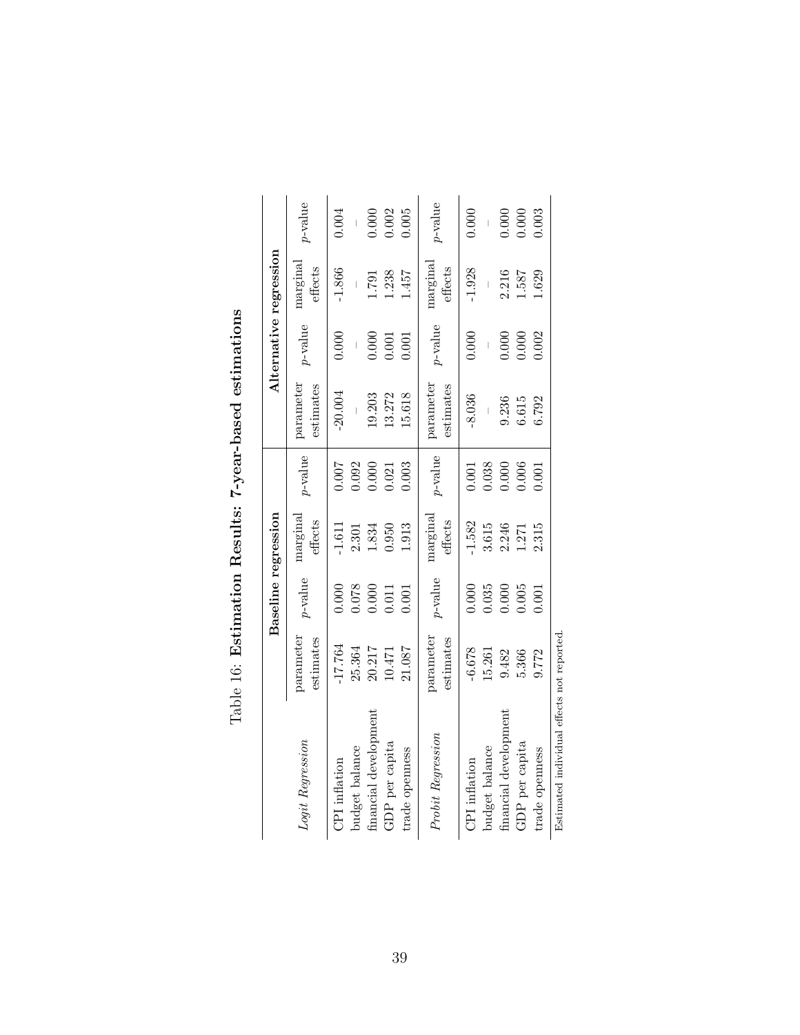# Table 16: **Estimation Results: 7-year-based estimations**

| | Baseline regression | | | | Alternative regression | | | |
|---|---|---|---|---|---|---|---|---|
| *Logit Regression* | parameter estimates | *p*-value | marginal effects | *p*-value | parameter estimates | *p*-value | marginal effects | *p*-value |
| CPI inflation | -17.764 | 0.000 | -1.611 | 0.007 | -20.004 | 0.000 | -1.866 | 0.004 |
| budget balance | 25.364 | 0.078 | 2.301 | 0.092 | – | – | – | – |
| financial development | 20.217 | 0.000 | 1.834 | 0.000 | 19.203 | 0.000 | 1.791 | 0.000 |
| GDP per capita | 10.471 | 0.011 | 0.950 | 0.021 | 13.272 | 0.001 | 1.238 | 0.002 |
| trade openness | 21.087 | 0.001 | 1.913 | 0.003 | 15.618 | 0.001 | 1.457 | 0.005 |
| *Probit Regression* | parameter estimates | *p*-value | marginal effects | *p*-value | parameter estimates | *p*-value | marginal effects | *p*-value |
| CPI inflation | -6.678 | 0.000 | -1.582 | 0.001 | -8.036 | 0.000 | -1.928 | 0.000 |
| budget balance | 15.261 | 0.035 | 3.615 | 0.038 | – | – | – | – |
| financial development | 9.482 | 0.000 | 2.246 | 0.000 | 9.236 | 0.000 | 2.216 | 0.000 |
| GDP per capita | 5.366 | 0.005 | 1.271 | 0.006 | 6.615 | 0.000 | 1.587 | 0.000 |
| trade openness | 9.772 | 0.001 | 2.315 | 0.001 | 6.792 | 0.002 | 1.629 | 0.003 |

Estimated individual effects not reported.